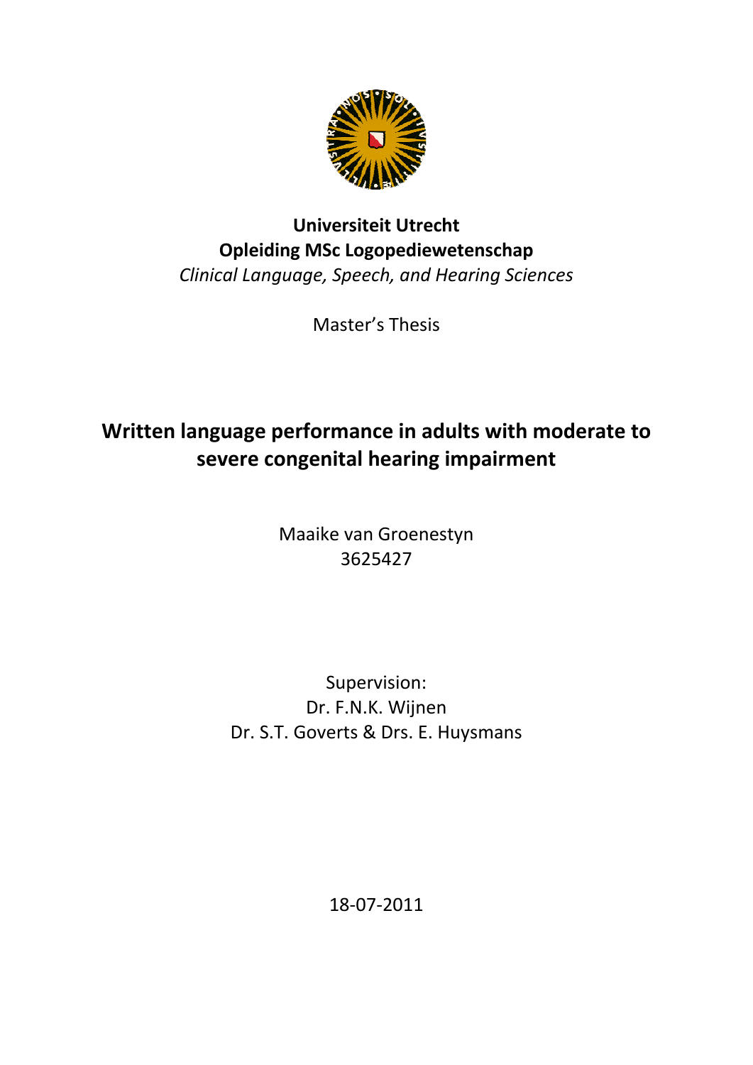**Universiteit Utrecht**
**Opleiding MSc Logopediewetenschap**
*Clinical Language, Speech, and Hearing Sciences*

Master's Thesis

# Written language performance in adults with moderate to severe congenital hearing impairment

Maaike van Groenestyn
3625427

Supervision:
Dr. F.N.K. Wijnen
Dr. S.T. Goverts & Drs. E. Huysmans

18-07-2011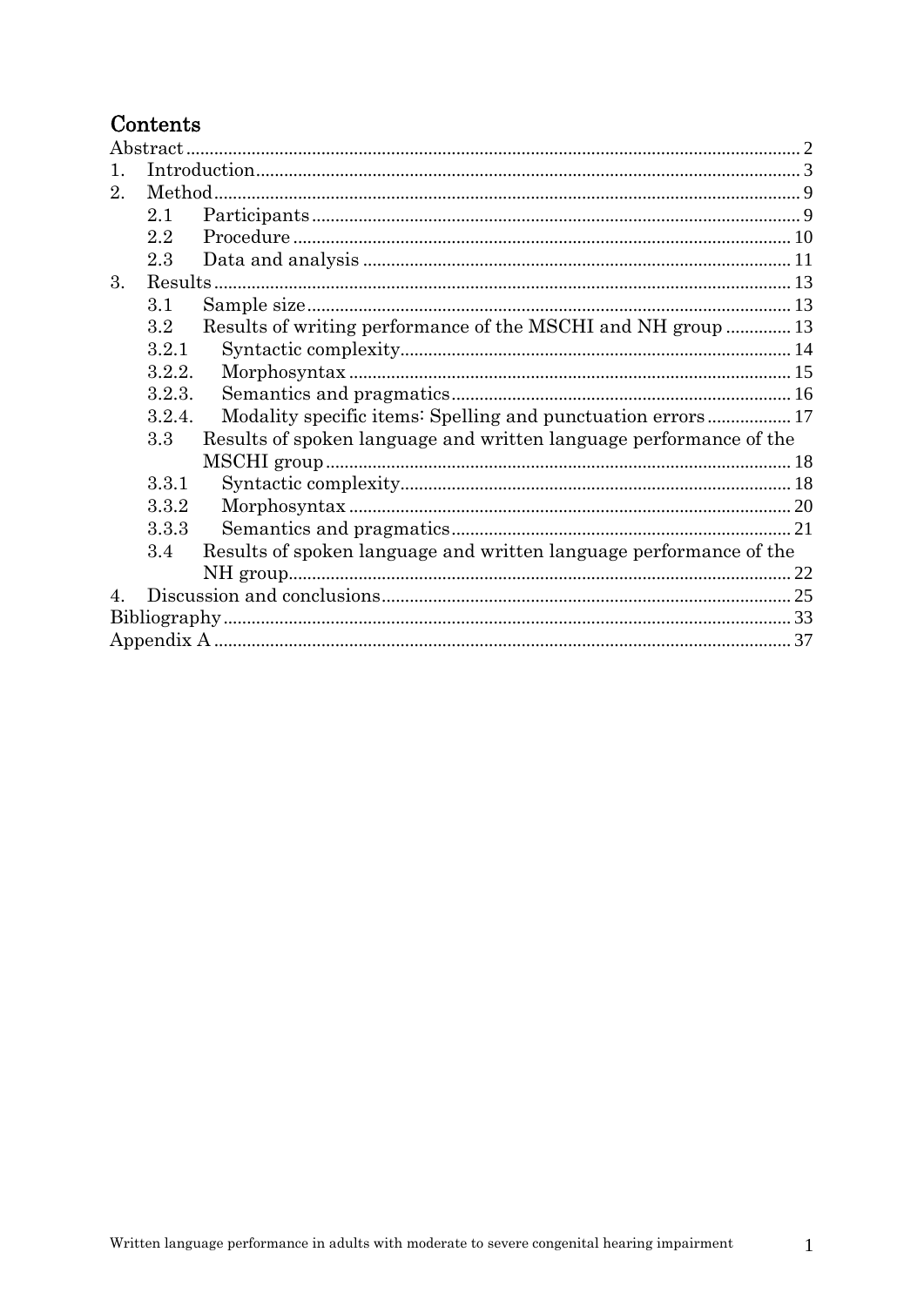# Contents

Abstract ........................................................................................................................ 2
1. Introduction ............................................................................................................ 3
2. Method ................................................................................................................... 9
   2.1 Participants ....................................................................................................... 9
   2.2 Procedure ......................................................................................................... 10
   2.3 Data and analysis ............................................................................................ 11
3. Results ................................................................................................................... 13
   3.1 Sample size ....................................................................................................... 13
   3.2 Results of writing performance of the MSCHI and NH group ........................ 13
   3.2.1 Syntactic complexity ...................................................................................... 14
   3.2.2. Morphosyntax ................................................................................................ 15
   3.2.3. Semantics and pragmatics ............................................................................ 16
   3.2.4. Modality specific items: Spelling and punctuation errors ........................... 17
   3.3 Results of spoken language and written language performance of the MSCHI group ........................................................................................................... 18
   3.3.1 Syntactic complexity ...................................................................................... 18
   3.3.2 Morphosyntax ................................................................................................. 20
   3.3.3 Semantics and pragmatics ............................................................................. 21
   3.4 Results of spoken language and written language performance of the NH group ................................................................................................................. 22
4. Discussion and conclusions .................................................................................... 25
Bibliography ............................................................................................................... 33
Appendix A .................................................................................................................. 37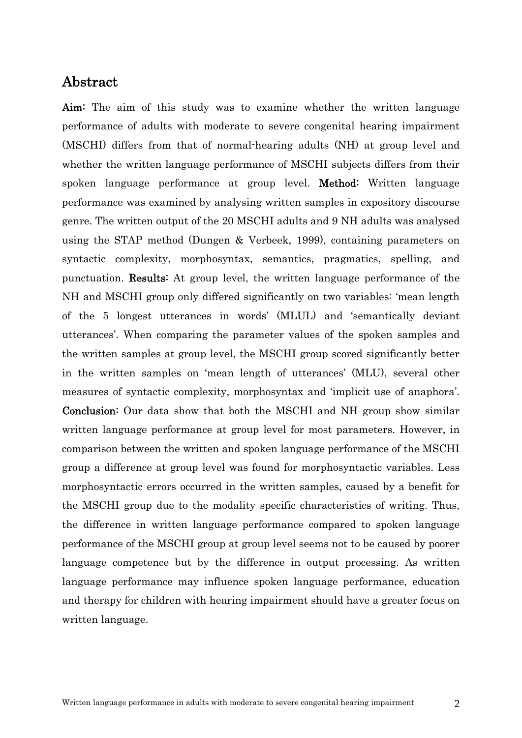## Abstract

**Aim:** The aim of this study was to examine whether the written language performance of adults with moderate to severe congenital hearing impairment (MSCHI) differs from that of normal-hearing adults (NH) at group level and whether the written language performance of MSCHI subjects differs from their spoken language performance at group level. **Method:** Written language performance was examined by analysing written samples in expository discourse genre. The written output of the 20 MSCHI adults and 9 NH adults was analysed using the STAP method (Dungen & Verbeek, 1999), containing parameters on syntactic complexity, morphosyntax, semantics, pragmatics, spelling, and punctuation. **Results:** At group level, the written language performance of the NH and MSCHI group only differed significantly on two variables: 'mean length of the 5 longest utterances in words' (MLUL) and 'semantically deviant utterances'. When comparing the parameter values of the spoken samples and the written samples at group level, the MSCHI group scored significantly better in the written samples on 'mean length of utterances' (MLU), several other measures of syntactic complexity, morphosyntax and 'implicit use of anaphora'. **Conclusion:** Our data show that both the MSCHI and NH group show similar written language performance at group level for most parameters. However, in comparison between the written and spoken language performance of the MSCHI group a difference at group level was found for morphosyntactic variables. Less morphosyntactic errors occurred in the written samples, caused by a benefit for the MSCHI group due to the modality specific characteristics of writing. Thus, the difference in written language performance compared to spoken language performance of the MSCHI group at group level seems not to be caused by poorer language competence but by the difference in output processing. As written language performance may influence spoken language performance, education and therapy for children with hearing impairment should have a greater focus on written language.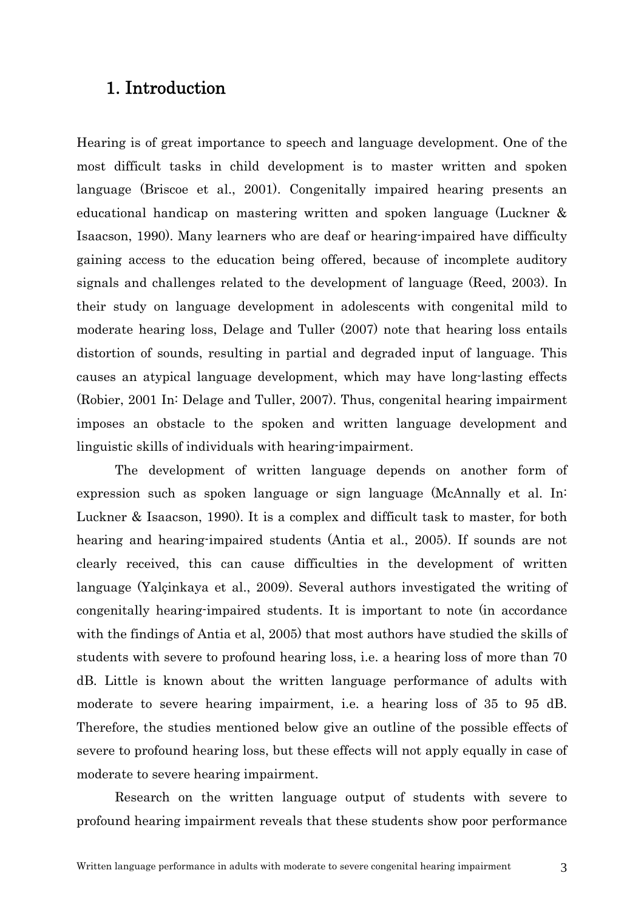## 1. Introduction

Hearing is of great importance to speech and language development. One of the most difficult tasks in child development is to master written and spoken language (Briscoe et al., 2001). Congenitally impaired hearing presents an educational handicap on mastering written and spoken language (Luckner & Isaacson, 1990). Many learners who are deaf or hearing-impaired have difficulty gaining access to the education being offered, because of incomplete auditory signals and challenges related to the development of language (Reed, 2003). In their study on language development in adolescents with congenital mild to moderate hearing loss, Delage and Tuller (2007) note that hearing loss entails distortion of sounds, resulting in partial and degraded input of language. This causes an atypical language development, which may have long-lasting effects (Robier, 2001 In: Delage and Tuller, 2007). Thus, congenital hearing impairment imposes an obstacle to the spoken and written language development and linguistic skills of individuals with hearing-impairment.

The development of written language depends on another form of expression such as spoken language or sign language (McAnnally et al. In: Luckner & Isaacson, 1990). It is a complex and difficult task to master, for both hearing and hearing-impaired students (Antia et al., 2005). If sounds are not clearly received, this can cause difficulties in the development of written language (Yalçinkaya et al., 2009). Several authors investigated the writing of congenitally hearing-impaired students. It is important to note (in accordance with the findings of Antia et al, 2005) that most authors have studied the skills of students with severe to profound hearing loss, i.e. a hearing loss of more than 70 dB. Little is known about the written language performance of adults with moderate to severe hearing impairment, i.e. a hearing loss of 35 to 95 dB. Therefore, the studies mentioned below give an outline of the possible effects of severe to profound hearing loss, but these effects will not apply equally in case of moderate to severe hearing impairment.

Research on the written language output of students with severe to profound hearing impairment reveals that these students show poor performance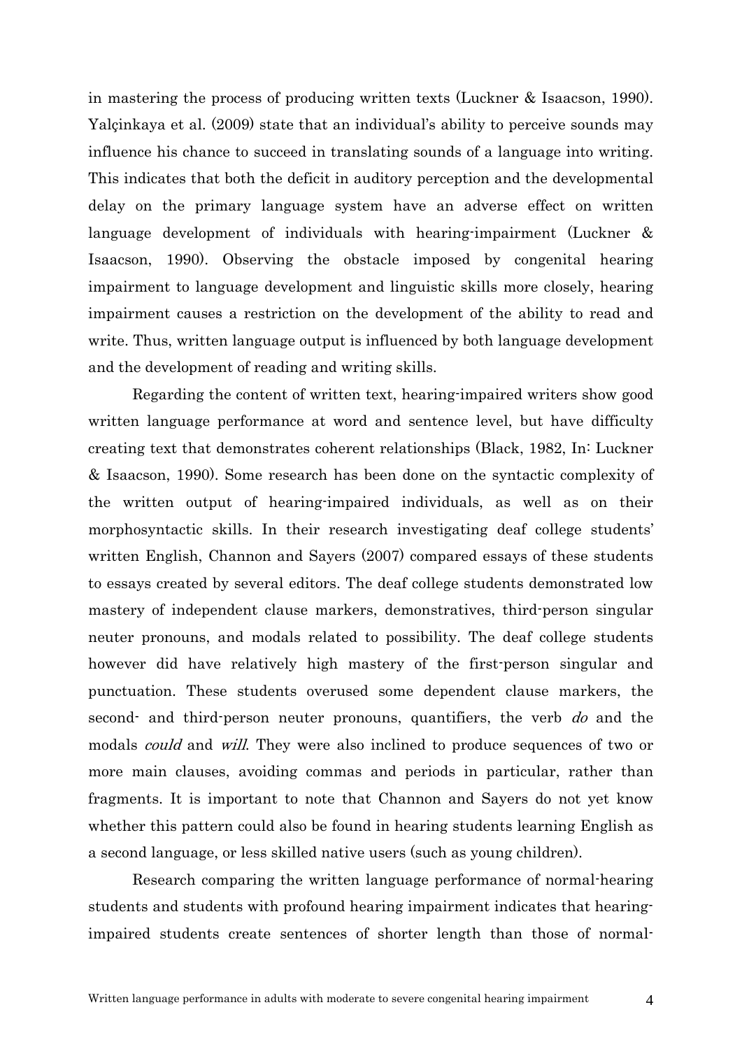in mastering the process of producing written texts (Luckner & Isaacson, 1990). Yalçinkaya et al. (2009) state that an individual's ability to perceive sounds may influence his chance to succeed in translating sounds of a language into writing. This indicates that both the deficit in auditory perception and the developmental delay on the primary language system have an adverse effect on written language development of individuals with hearing-impairment (Luckner & Isaacson, 1990). Observing the obstacle imposed by congenital hearing impairment to language development and linguistic skills more closely, hearing impairment causes a restriction on the development of the ability to read and write. Thus, written language output is influenced by both language development and the development of reading and writing skills.

Regarding the content of written text, hearing-impaired writers show good written language performance at word and sentence level, but have difficulty creating text that demonstrates coherent relationships (Black, 1982, In: Luckner & Isaacson, 1990). Some research has been done on the syntactic complexity of the written output of hearing-impaired individuals, as well as on their morphosyntactic skills. In their research investigating deaf college students' written English, Channon and Sayers (2007) compared essays of these students to essays created by several editors. The deaf college students demonstrated low mastery of independent clause markers, demonstratives, third-person singular neuter pronouns, and modals related to possibility. The deaf college students however did have relatively high mastery of the first-person singular and punctuation. These students overused some dependent clause markers, the second- and third-person neuter pronouns, quantifiers, the verb *do* and the modals *could* and *will*. They were also inclined to produce sequences of two or more main clauses, avoiding commas and periods in particular, rather than fragments. It is important to note that Channon and Sayers do not yet know whether this pattern could also be found in hearing students learning English as a second language, or less skilled native users (such as young children).

Research comparing the written language performance of normal-hearing students and students with profound hearing impairment indicates that hearing-impaired students create sentences of shorter length than those of normal-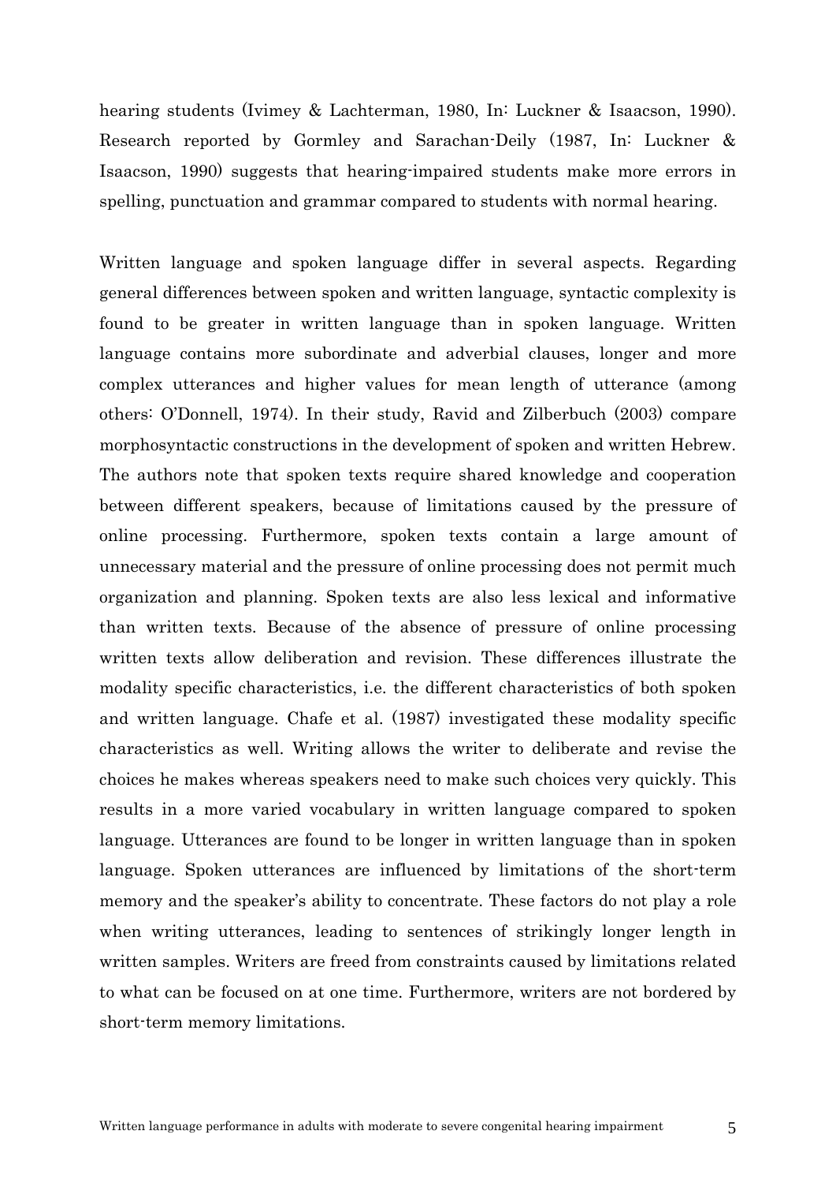hearing students (Ivimey & Lachterman, 1980, In: Luckner & Isaacson, 1990). Research reported by Gormley and Sarachan-Deily (1987, In: Luckner & Isaacson, 1990) suggests that hearing-impaired students make more errors in spelling, punctuation and grammar compared to students with normal hearing.

Written language and spoken language differ in several aspects. Regarding general differences between spoken and written language, syntactic complexity is found to be greater in written language than in spoken language. Written language contains more subordinate and adverbial clauses, longer and more complex utterances and higher values for mean length of utterance (among others: O'Donnell, 1974). In their study, Ravid and Zilberbuch (2003) compare morphosyntactic constructions in the development of spoken and written Hebrew. The authors note that spoken texts require shared knowledge and cooperation between different speakers, because of limitations caused by the pressure of online processing. Furthermore, spoken texts contain a large amount of unnecessary material and the pressure of online processing does not permit much organization and planning. Spoken texts are also less lexical and informative than written texts. Because of the absence of pressure of online processing written texts allow deliberation and revision. These differences illustrate the modality specific characteristics, i.e. the different characteristics of both spoken and written language. Chafe et al. (1987) investigated these modality specific characteristics as well. Writing allows the writer to deliberate and revise the choices he makes whereas speakers need to make such choices very quickly. This results in a more varied vocabulary in written language compared to spoken language. Utterances are found to be longer in written language than in spoken language. Spoken utterances are influenced by limitations of the short-term memory and the speaker's ability to concentrate. These factors do not play a role when writing utterances, leading to sentences of strikingly longer length in written samples. Writers are freed from constraints caused by limitations related to what can be focused on at one time. Furthermore, writers are not bordered by short-term memory limitations.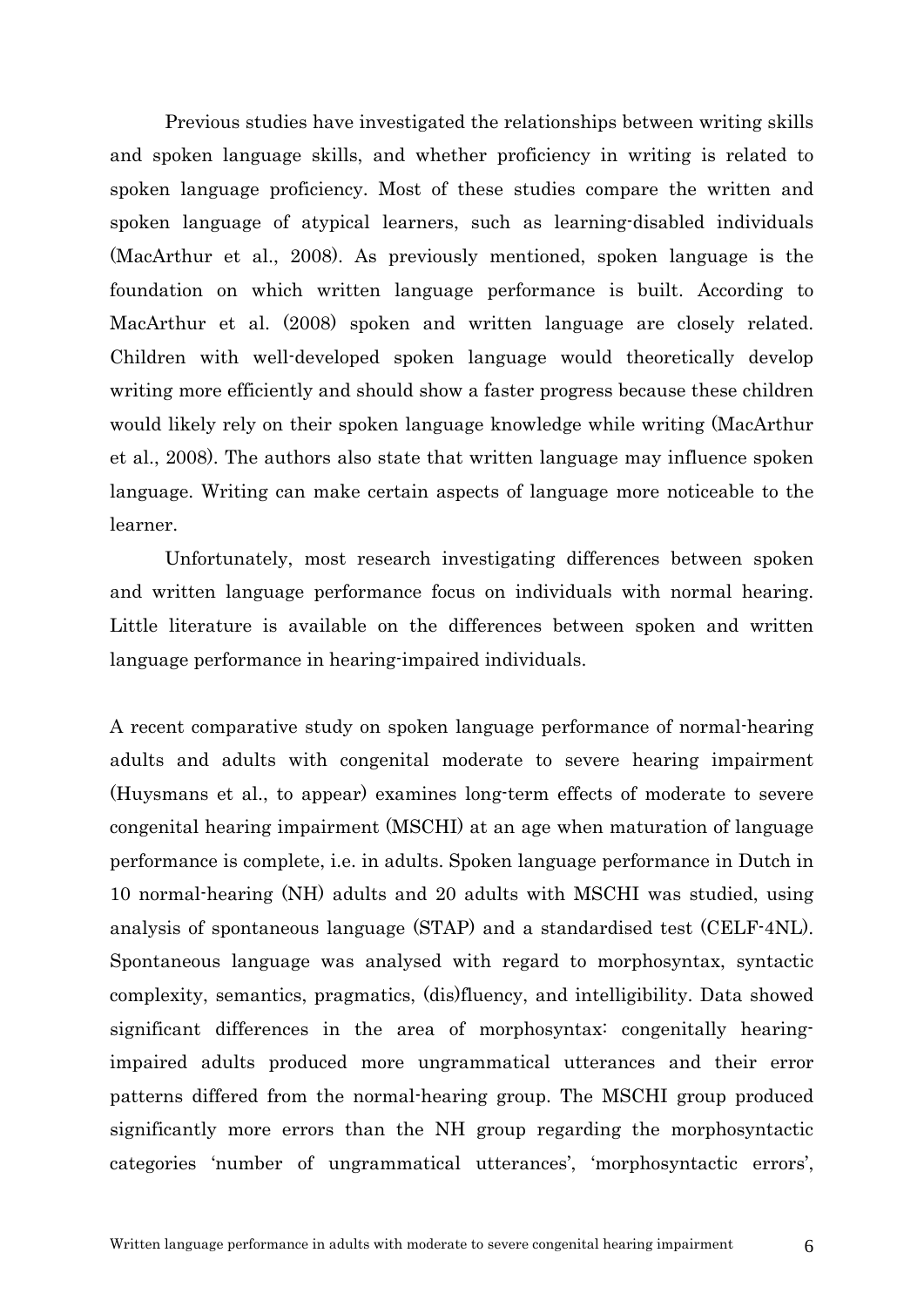Previous studies have investigated the relationships between writing skills and spoken language skills, and whether proficiency in writing is related to spoken language proficiency. Most of these studies compare the written and spoken language of atypical learners, such as learning-disabled individuals (MacArthur et al., 2008). As previously mentioned, spoken language is the foundation on which written language performance is built. According to MacArthur et al. (2008) spoken and written language are closely related. Children with well-developed spoken language would theoretically develop writing more efficiently and should show a faster progress because these children would likely rely on their spoken language knowledge while writing (MacArthur et al., 2008). The authors also state that written language may influence spoken language. Writing can make certain aspects of language more noticeable to the learner.

Unfortunately, most research investigating differences between spoken and written language performance focus on individuals with normal hearing. Little literature is available on the differences between spoken and written language performance in hearing-impaired individuals.

A recent comparative study on spoken language performance of normal-hearing adults and adults with congenital moderate to severe hearing impairment (Huysmans et al., to appear) examines long-term effects of moderate to severe congenital hearing impairment (MSCHI) at an age when maturation of language performance is complete, i.e. in adults. Spoken language performance in Dutch in 10 normal-hearing (NH) adults and 20 adults with MSCHI was studied, using analysis of spontaneous language (STAP) and a standardised test (CELF-4NL). Spontaneous language was analysed with regard to morphosyntax, syntactic complexity, semantics, pragmatics, (dis)fluency, and intelligibility. Data showed significant differences in the area of morphosyntax: congenitally hearing-impaired adults produced more ungrammatical utterances and their error patterns differed from the normal-hearing group. The MSCHI group produced significantly more errors than the NH group regarding the morphosyntactic categories 'number of ungrammatical utterances', 'morphosyntactic errors',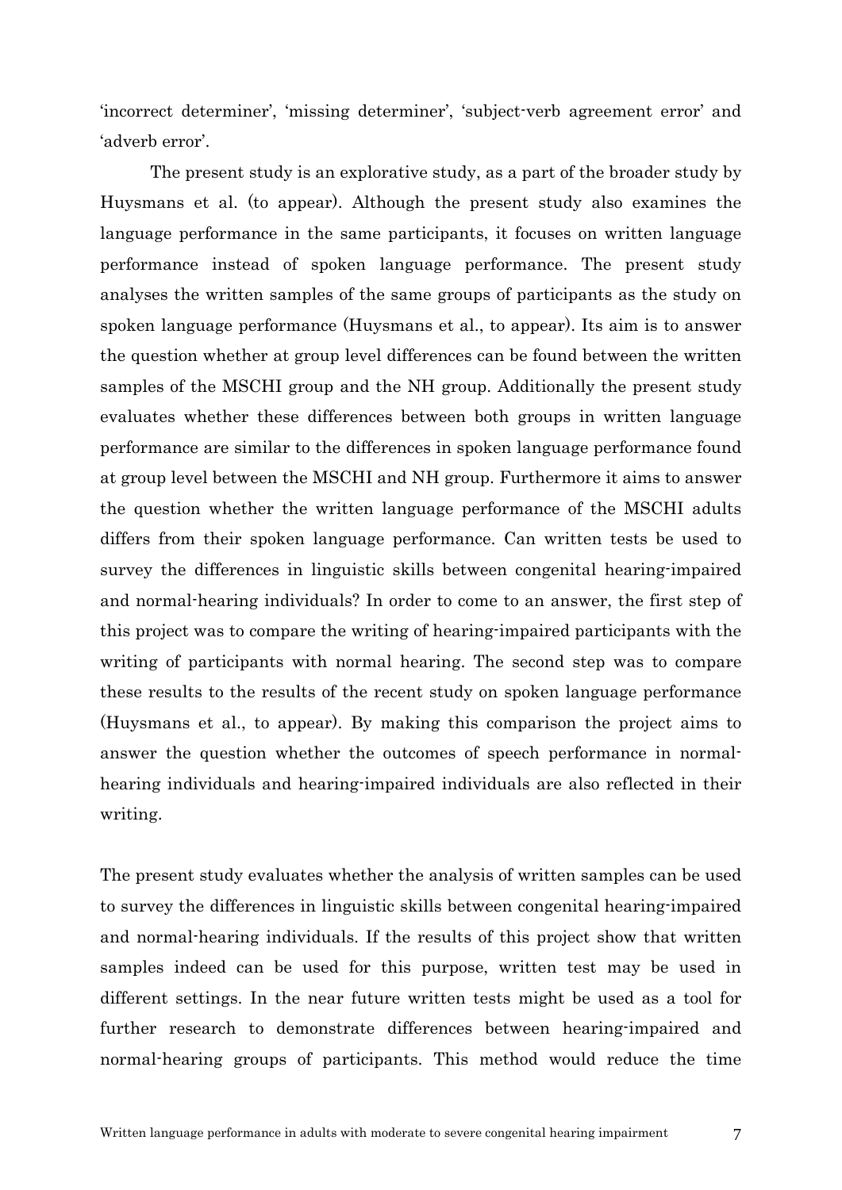'incorrect determiner', 'missing determiner', 'subject-verb agreement error' and 'adverb error'.

The present study is an explorative study, as a part of the broader study by Huysmans et al. (to appear). Although the present study also examines the language performance in the same participants, it focuses on written language performance instead of spoken language performance. The present study analyses the written samples of the same groups of participants as the study on spoken language performance (Huysmans et al., to appear). Its aim is to answer the question whether at group level differences can be found between the written samples of the MSCHI group and the NH group. Additionally the present study evaluates whether these differences between both groups in written language performance are similar to the differences in spoken language performance found at group level between the MSCHI and NH group. Furthermore it aims to answer the question whether the written language performance of the MSCHI adults differs from their spoken language performance. Can written tests be used to survey the differences in linguistic skills between congenital hearing-impaired and normal-hearing individuals? In order to come to an answer, the first step of this project was to compare the writing of hearing-impaired participants with the writing of participants with normal hearing. The second step was to compare these results to the results of the recent study on spoken language performance (Huysmans et al., to appear). By making this comparison the project aims to answer the question whether the outcomes of speech performance in normal-hearing individuals and hearing-impaired individuals are also reflected in their writing.

The present study evaluates whether the analysis of written samples can be used to survey the differences in linguistic skills between congenital hearing-impaired and normal-hearing individuals. If the results of this project show that written samples indeed can be used for this purpose, written test may be used in different settings. In the near future written tests might be used as a tool for further research to demonstrate differences between hearing-impaired and normal-hearing groups of participants. This method would reduce the time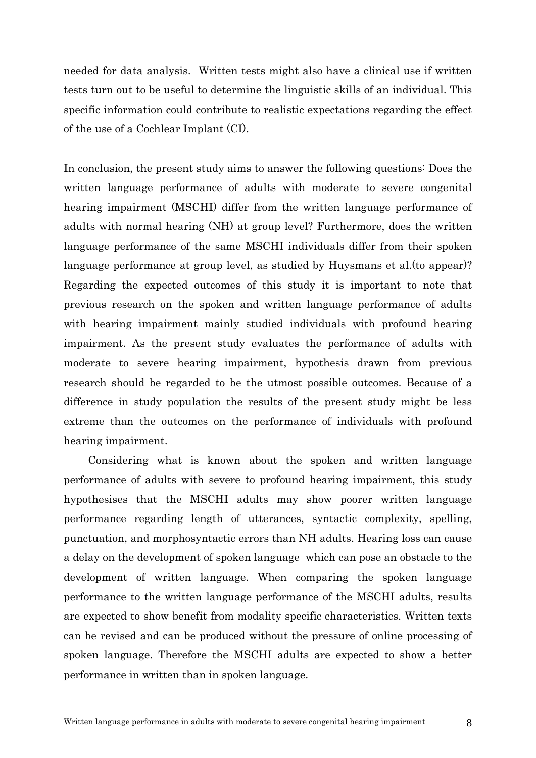needed for data analysis. Written tests might also have a clinical use if written tests turn out to be useful to determine the linguistic skills of an individual. This specific information could contribute to realistic expectations regarding the effect of the use of a Cochlear Implant (CI).

In conclusion, the present study aims to answer the following questions: Does the written language performance of adults with moderate to severe congenital hearing impairment (MSCHI) differ from the written language performance of adults with normal hearing (NH) at group level? Furthermore, does the written language performance of the same MSCHI individuals differ from their spoken language performance at group level, as studied by Huysmans et al.(to appear)? Regarding the expected outcomes of this study it is important to note that previous research on the spoken and written language performance of adults with hearing impairment mainly studied individuals with profound hearing impairment. As the present study evaluates the performance of adults with moderate to severe hearing impairment, hypothesis drawn from previous research should be regarded to be the utmost possible outcomes. Because of a difference in study population the results of the present study might be less extreme than the outcomes on the performance of individuals with profound hearing impairment.

Considering what is known about the spoken and written language performance of adults with severe to profound hearing impairment, this study hypothesises that the MSCHI adults may show poorer written language performance regarding length of utterances, syntactic complexity, spelling, punctuation, and morphosyntactic errors than NH adults. Hearing loss can cause a delay on the development of spoken language which can pose an obstacle to the development of written language. When comparing the spoken language performance to the written language performance of the MSCHI adults, results are expected to show benefit from modality specific characteristics. Written texts can be revised and can be produced without the pressure of online processing of spoken language. Therefore the MSCHI adults are expected to show a better performance in written than in spoken language.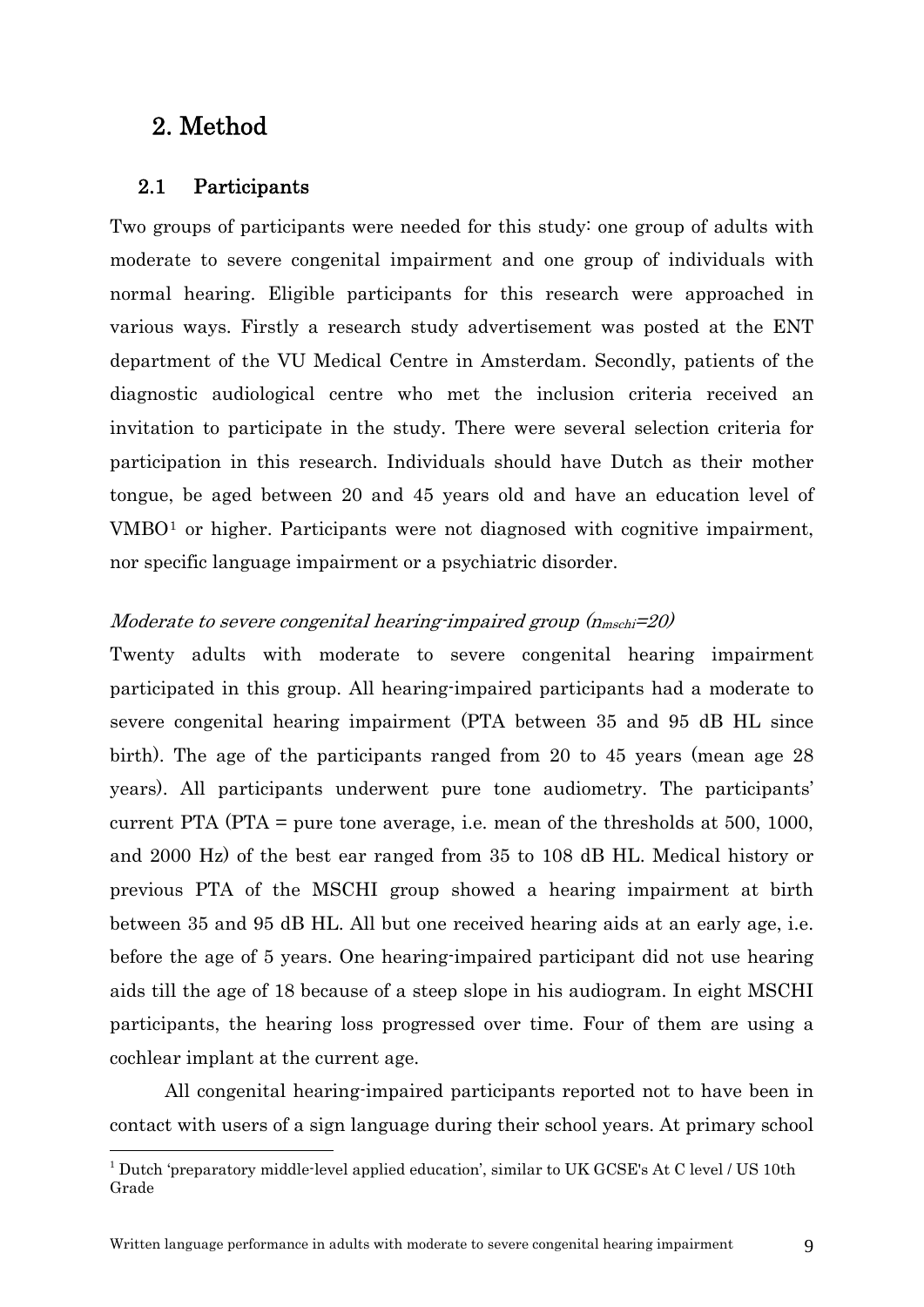# 2. Method

## 2.1 Participants

Two groups of participants were needed for this study: one group of adults with moderate to severe congenital impairment and one group of individuals with normal hearing. Eligible participants for this research were approached in various ways. Firstly a research study advertisement was posted at the ENT department of the VU Medical Centre in Amsterdam. Secondly, patients of the diagnostic audiological centre who met the inclusion criteria received an invitation to participate in the study. There were several selection criteria for participation in this research. Individuals should have Dutch as their mother tongue, be aged between 20 and 45 years old and have an education level of VMBO[1] or higher. Participants were not diagnosed with cognitive impairment, nor specific language impairment or a psychiatric disorder.

*Moderate to severe congenital hearing-impaired group ($n_{mschi}$=20)*

Twenty adults with moderate to severe congenital hearing impairment participated in this group. All hearing-impaired participants had a moderate to severe congenital hearing impairment (PTA between 35 and 95 dB HL since birth). The age of the participants ranged from 20 to 45 years (mean age 28 years). All participants underwent pure tone audiometry. The participants' current PTA (PTA = pure tone average, i.e. mean of the thresholds at 500, 1000, and 2000 Hz) of the best ear ranged from 35 to 108 dB HL. Medical history or previous PTA of the MSCHI group showed a hearing impairment at birth between 35 and 95 dB HL. All but one received hearing aids at an early age, i.e. before the age of 5 years. One hearing-impaired participant did not use hearing aids till the age of 18 because of a steep slope in his audiogram. In eight MSCHI participants, the hearing loss progressed over time. Four of them are using a cochlear implant at the current age.

All congenital hearing-impaired participants reported not to have been in contact with users of a sign language during their school years. At primary school

[1] Dutch 'preparatory middle-level applied education', similar to UK GCSE's At C level / US 10th Grade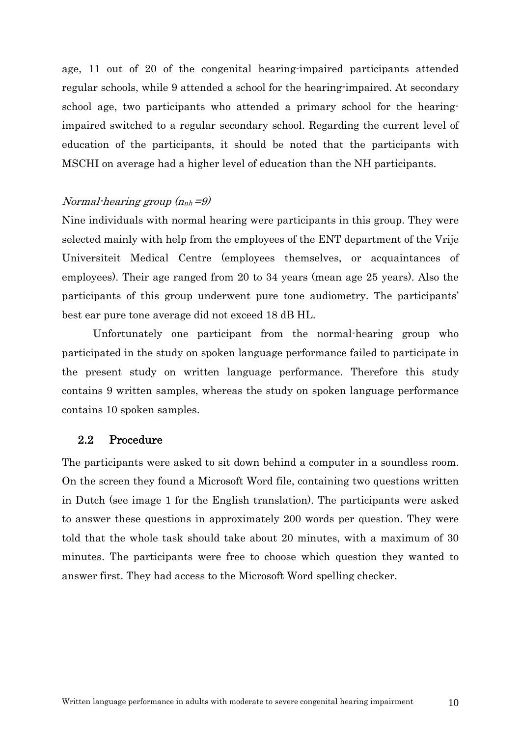age, 11 out of 20 of the congenital hearing-impaired participants attended regular schools, while 9 attended a school for the hearing-impaired. At secondary school age, two participants who attended a primary school for the hearing-impaired switched to a regular secondary school. Regarding the current level of education of the participants, it should be noted that the participants with MSCHI on average had a higher level of education than the NH participants.

*Normal-hearing group ($n_{nh}$ =9)*

Nine individuals with normal hearing were participants in this group. They were selected mainly with help from the employees of the ENT department of the Vrije Universiteit Medical Centre (employees themselves, or acquaintances of employees). Their age ranged from 20 to 34 years (mean age 25 years). Also the participants of this group underwent pure tone audiometry. The participants' best ear pure tone average did not exceed 18 dB HL.

Unfortunately one participant from the normal-hearing group who participated in the study on spoken language performance failed to participate in the present study on written language performance. Therefore this study contains 9 written samples, whereas the study on spoken language performance contains 10 spoken samples.

## 2.2 Procedure

The participants were asked to sit down behind a computer in a soundless room. On the screen they found a Microsoft Word file, containing two questions written in Dutch (see image 1 for the English translation). The participants were asked to answer these questions in approximately 200 words per question. They were told that the whole task should take about 20 minutes, with a maximum of 30 minutes. The participants were free to choose which question they wanted to answer first. They had access to the Microsoft Word spelling checker.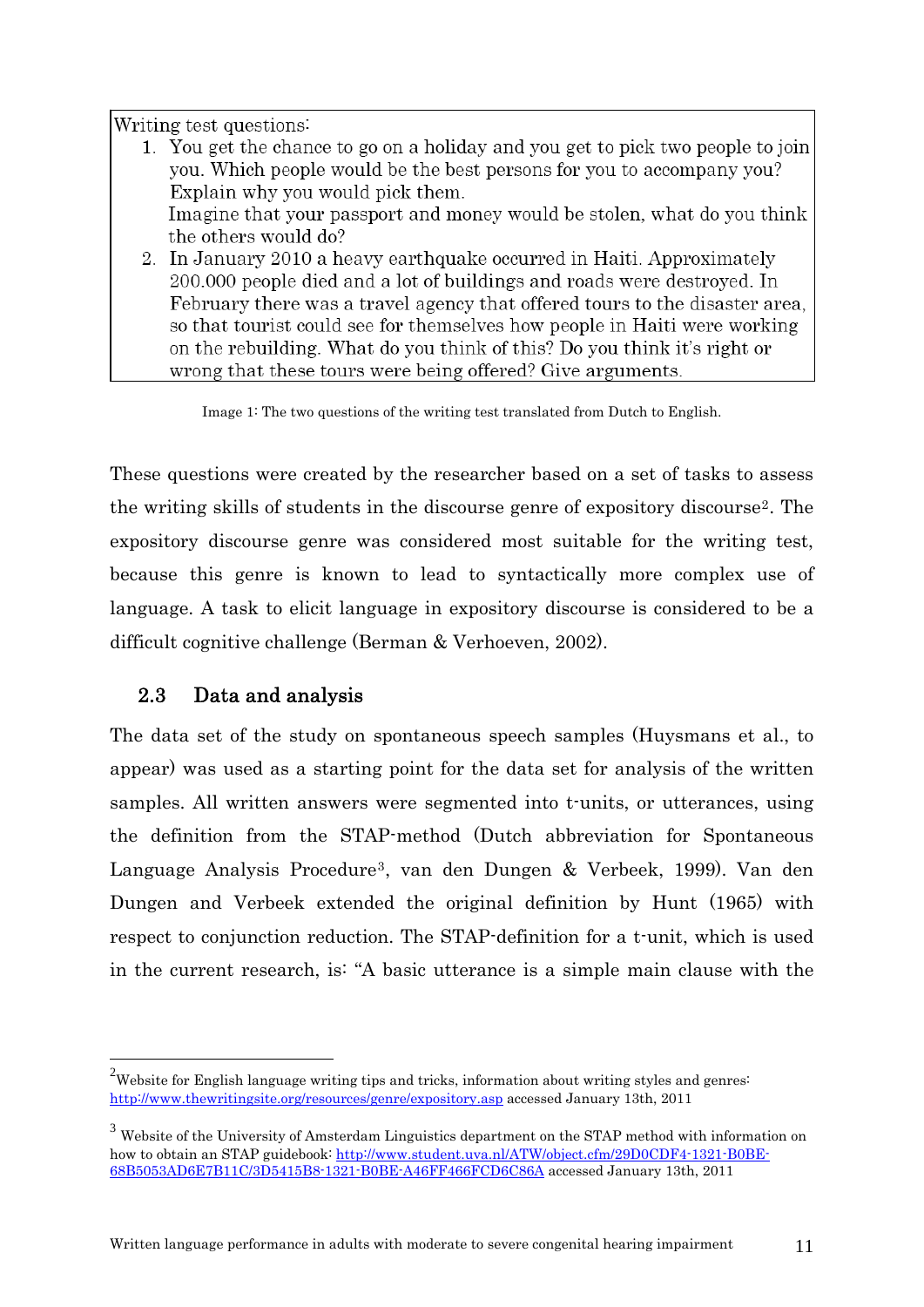Writing test questions:

1. You get the chance to go on a holiday and you get to pick two people to join you. Which people would be the best persons for you to accompany you? Explain why you would pick them.
   Imagine that your passport and money would be stolen, what do you think the others would do?
2. In January 2010 a heavy earthquake occurred in Haiti. Approximately 200.000 people died and a lot of buildings and roads were destroyed. In February there was a travel agency that offered tours to the disaster area, so that tourist could see for themselves how people in Haiti were working on the rebuilding. What do you think of this? Do you think it's right or wrong that these tours were being offered? Give arguments.

Image 1: The two questions of the writing test translated from Dutch to English.

These questions were created by the researcher based on a set of tasks to assess the writing skills of students in the discourse genre of expository discourse[2]. The expository discourse genre was considered most suitable for the writing test, because this genre is known to lead to syntactically more complex use of language. A task to elicit language in expository discourse is considered to be a difficult cognitive challenge (Berman & Verhoeven, 2002).

## 2.3 Data and analysis

The data set of the study on spontaneous speech samples (Huysmans et al., to appear) was used as a starting point for the data set for analysis of the written samples. All written answers were segmented into t-units, or utterances, using the definition from the STAP-method (Dutch abbreviation for Spontaneous Language Analysis Procedure[3], van den Dungen & Verbeek, 1999). Van den Dungen and Verbeek extended the original definition by Hunt (1965) with respect to conjunction reduction. The STAP-definition for a t-unit, which is used in the current research, is: "A basic utterance is a simple main clause with the

[2] Website for English language writing tips and tricks, information about writing styles and genres: http://www.thewritingsite.org/resources/genre/expository.asp accessed January 13th, 2011

[3] Website of the University of Amsterdam Linguistics department on the STAP method with information on how to obtain an STAP guidebook: http://www.student.uva.nl/ATW/object.cfm/29D0CDF4-1321-B0BE-68B5053AD6E7B11C/3D5415B8-1321-B0BE-A46FF466FCD6C86A accessed January 13th, 2011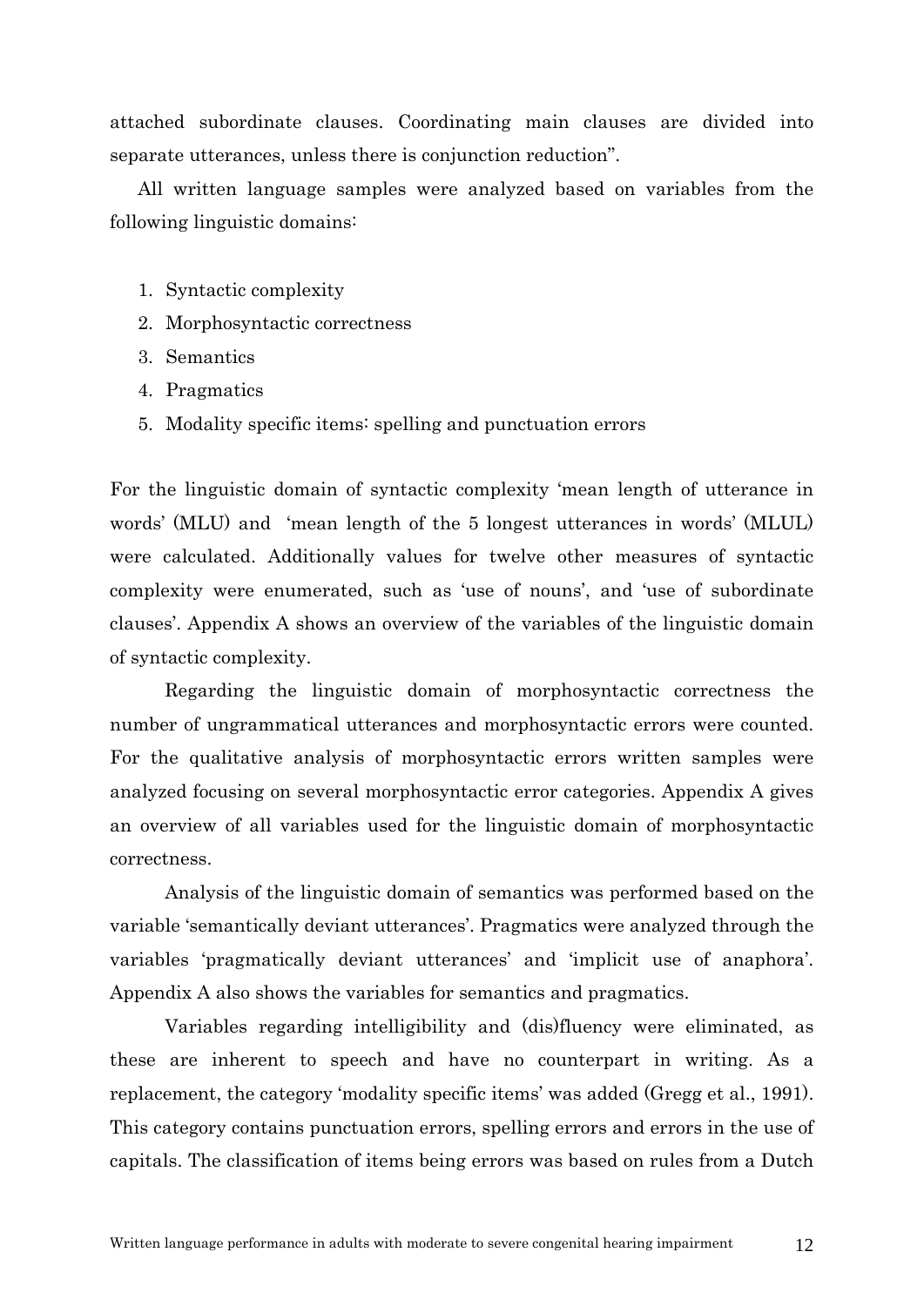attached subordinate clauses. Coordinating main clauses are divided into separate utterances, unless there is conjunction reduction".

All written language samples were analyzed based on variables from the following linguistic domains:

1. Syntactic complexity
2. Morphosyntactic correctness
3. Semantics
4. Pragmatics
5. Modality specific items: spelling and punctuation errors

For the linguistic domain of syntactic complexity 'mean length of utterance in words' (MLU) and 'mean length of the 5 longest utterances in words' (MLUL) were calculated. Additionally values for twelve other measures of syntactic complexity were enumerated, such as 'use of nouns', and 'use of subordinate clauses'. Appendix A shows an overview of the variables of the linguistic domain of syntactic complexity.

Regarding the linguistic domain of morphosyntactic correctness the number of ungrammatical utterances and morphosyntactic errors were counted. For the qualitative analysis of morphosyntactic errors written samples were analyzed focusing on several morphosyntactic error categories. Appendix A gives an overview of all variables used for the linguistic domain of morphosyntactic correctness.

Analysis of the linguistic domain of semantics was performed based on the variable 'semantically deviant utterances'. Pragmatics were analyzed through the variables 'pragmatically deviant utterances' and 'implicit use of anaphora'. Appendix A also shows the variables for semantics and pragmatics.

Variables regarding intelligibility and (dis)fluency were eliminated, as these are inherent to speech and have no counterpart in writing. As a replacement, the category 'modality specific items' was added (Gregg et al., 1991). This category contains punctuation errors, spelling errors and errors in the use of capitals. The classification of items being errors was based on rules from a Dutch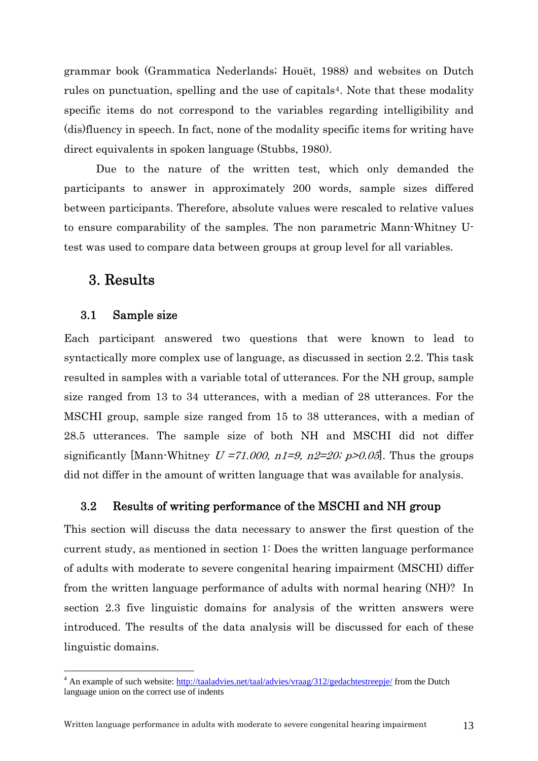grammar book (Grammatica Nederlands; Houët, 1988) and websites on Dutch rules on punctuation, spelling and the use of capitals[4]. Note that these modality specific items do not correspond to the variables regarding intelligibility and (dis)fluency in speech. In fact, none of the modality specific items for writing have direct equivalents in spoken language (Stubbs, 1980).

Due to the nature of the written test, which only demanded the participants to answer in approximately 200 words, sample sizes differed between participants. Therefore, absolute values were rescaled to relative values to ensure comparability of the samples. The non parametric Mann-Whitney U-test was used to compare data between groups at group level for all variables.

# 3. Results

## 3.1 Sample size

Each participant answered two questions that were known to lead to syntactically more complex use of language, as discussed in section 2.2. This task resulted in samples with a variable total of utterances. For the NH group, sample size ranged from 13 to 34 utterances, with a median of 28 utterances. For the MSCHI group, sample size ranged from 15 to 38 utterances, with a median of 28.5 utterances. The sample size of both NH and MSCHI did not differ significantly [Mann-Whitney $U = 71.000$, $n1 = 9$, $n2 = 20$; $p > 0.05$]. Thus the groups did not differ in the amount of written language that was available for analysis.

## 3.2 Results of writing performance of the MSCHI and NH group

This section will discuss the data necessary to answer the first question of the current study, as mentioned in section 1: Does the written language performance of adults with moderate to severe congenital hearing impairment (MSCHI) differ from the written language performance of adults with normal hearing (NH)? In section 2.3 five linguistic domains for analysis of the written answers were introduced. The results of the data analysis will be discussed for each of these linguistic domains.

[4] An example of such website: http://taaladvies.net/taal/advies/vraag/312/gedachtestreepje/ from the Dutch language union on the correct use of indents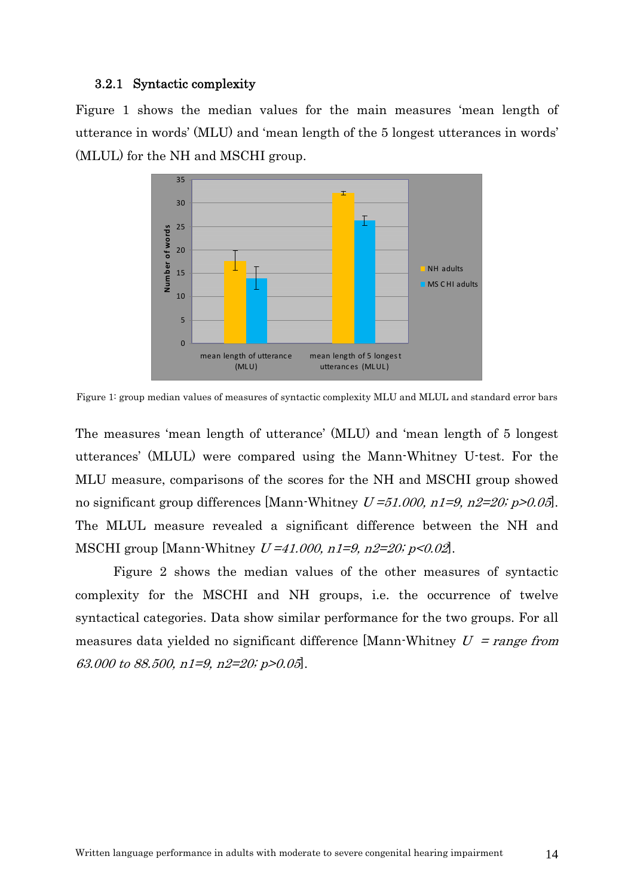### 3.2.1 Syntactic complexity

Figure 1 shows the median values for the main measures 'mean length of utterance in words' (MLU) and 'mean length of the 5 longest utterances in words' (MLUL) for the NH and MSCHI group.

Figure 1: group median values of measures of syntactic complexity MLU and MLUL and standard error bars

The measures 'mean length of utterance' (MLU) and 'mean length of 5 longest utterances' (MLUL) were compared using the Mann-Whitney U-test. For the MLU measure, comparisons of the scores for the NH and MSCHI group showed no significant group differences [Mann-Whitney $U=51.000$, $n1=9$, $n2=20$; $p>0.05$]. The MLUL measure revealed a significant difference between the NH and MSCHI group [Mann-Whitney $U=41.000$, $n1=9$, $n2=20$; $p<0.02$].

Figure 2 shows the median values of the other measures of syntactic complexity for the MSCHI and NH groups, i.e. the occurrence of twelve syntactical categories. Data show similar performance for the two groups. For all measures data yielded no significant difference [Mann-Whitney $U$ = *range from 63.000 to 88.500*, $n1=9$, $n2=20$; $p>0.05$].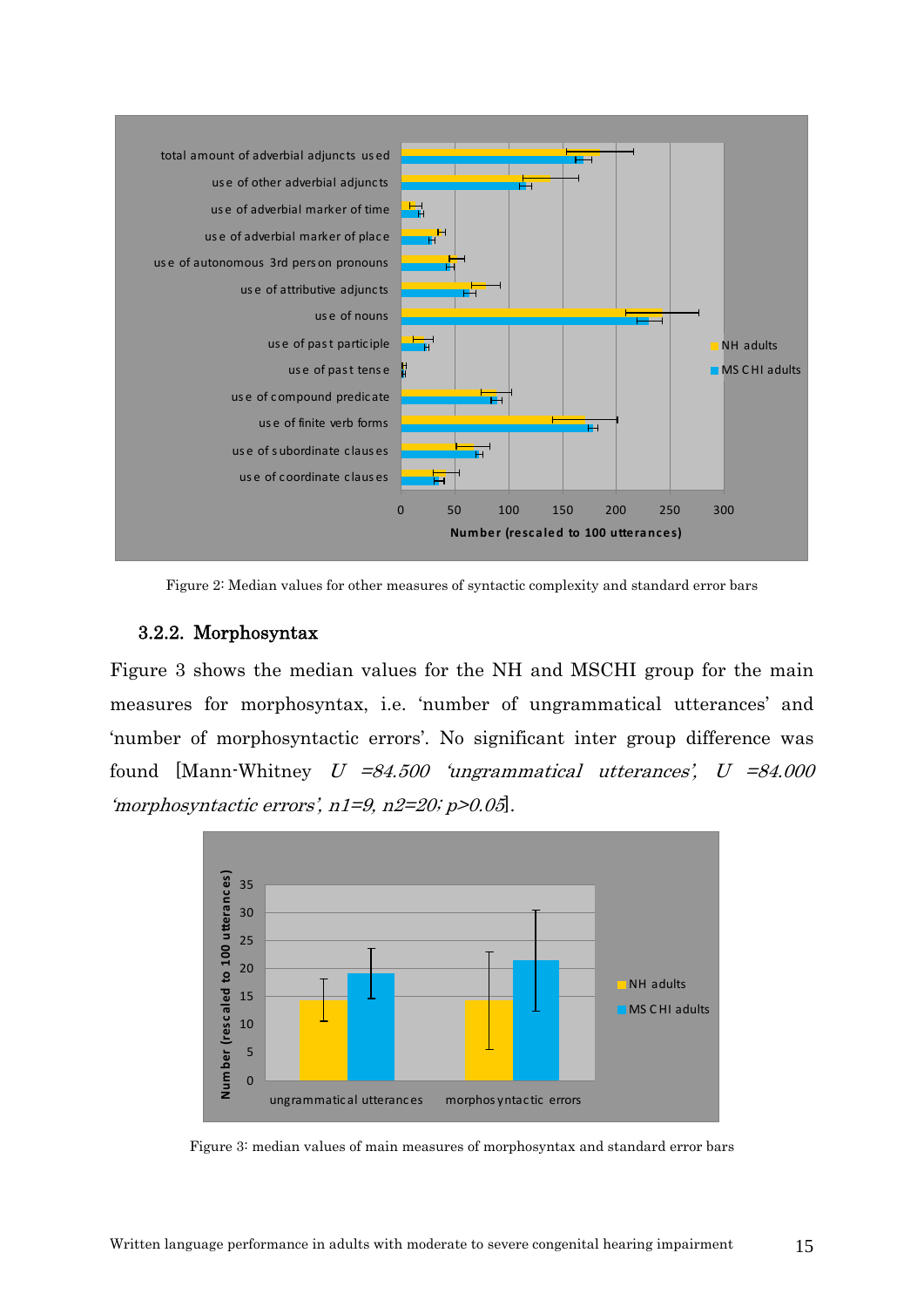Figure 2: Median values for other measures of syntactic complexity and standard error bars

### 3.2.2. Morphosyntax

Figure 3 shows the median values for the NH and MSCHI group for the main measures for morphosyntax, i.e. 'number of ungrammatical utterances' and 'number of morphosyntactic errors'. No significant inter group difference was found [Mann-Whitney *U =84.500 'ungrammatical utterances', U =84.000 'morphosyntactic errors', n1=9, n2=20; p>0.05*].

Figure 3: median values of main measures of morphosyntax and standard error bars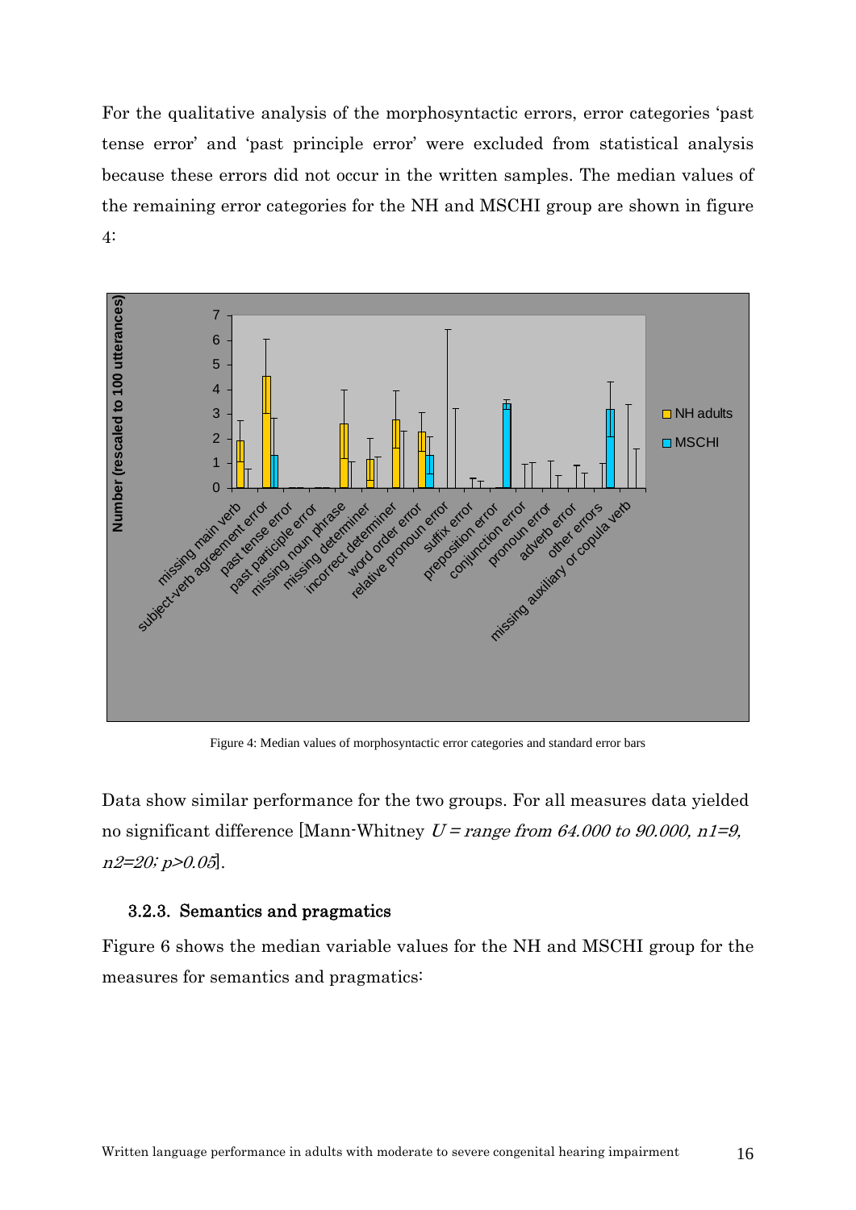For the qualitative analysis of the morphosyntactic errors, error categories 'past tense error' and 'past principle error' were excluded from statistical analysis because these errors did not occur in the written samples. The median values of the remaining error categories for the NH and MSCHI group are shown in figure 4:

Figure 4: Median values of morphosyntactic error categories and standard error bars

Data show similar performance for the two groups. For all measures data yielded no significant difference [Mann-Whitney *U = range from 64.000 to 90.000, n1=9, n2=20; p>0.05*].

### 3.2.3. Semantics and pragmatics

Figure 6 shows the median variable values for the NH and MSCHI group for the measures for semantics and pragmatics: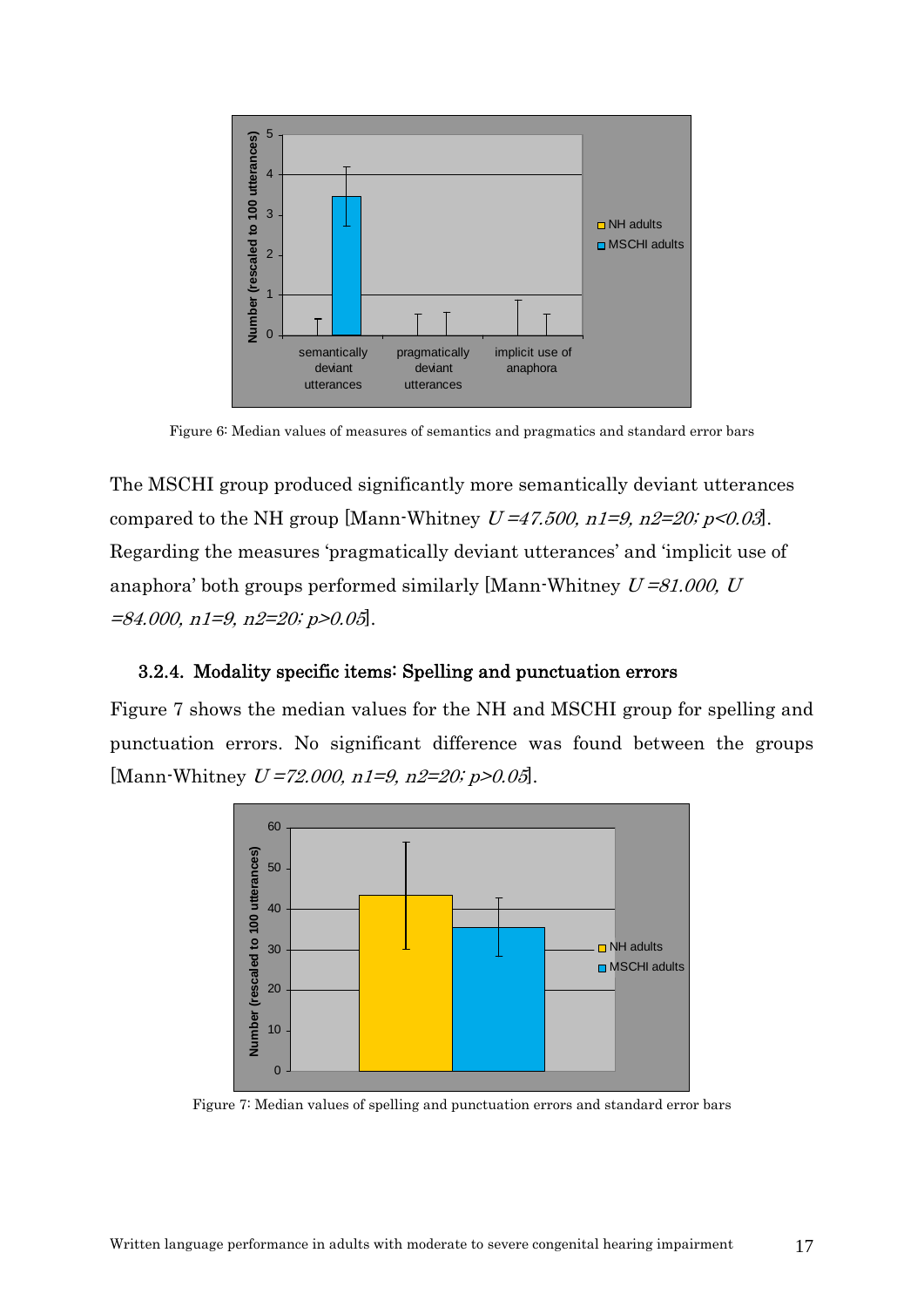Figure 6: Median values of measures of semantics and pragmatics and standard error bars

The MSCHI group produced significantly more semantically deviant utterances compared to the NH group [Mann-Whitney $U = 47.500$, $n1 = 9$, $n2 = 20$; $p < 0.03$]. Regarding the measures 'pragmatically deviant utterances' and 'implicit use of anaphora' both groups performed similarly [Mann-Whitney $U = 81.000$, $U = 84.000$, $n1 = 9$, $n2 = 20$; $p > 0.05$].

### 3.2.4. Modality specific items: Spelling and punctuation errors

Figure 7 shows the median values for the NH and MSCHI group for spelling and punctuation errors. No significant difference was found between the groups [Mann-Whitney $U = 72.000$, $n1 = 9$, $n2 = 20$; $p > 0.05$].

Figure 7: Median values of spelling and punctuation errors and standard error bars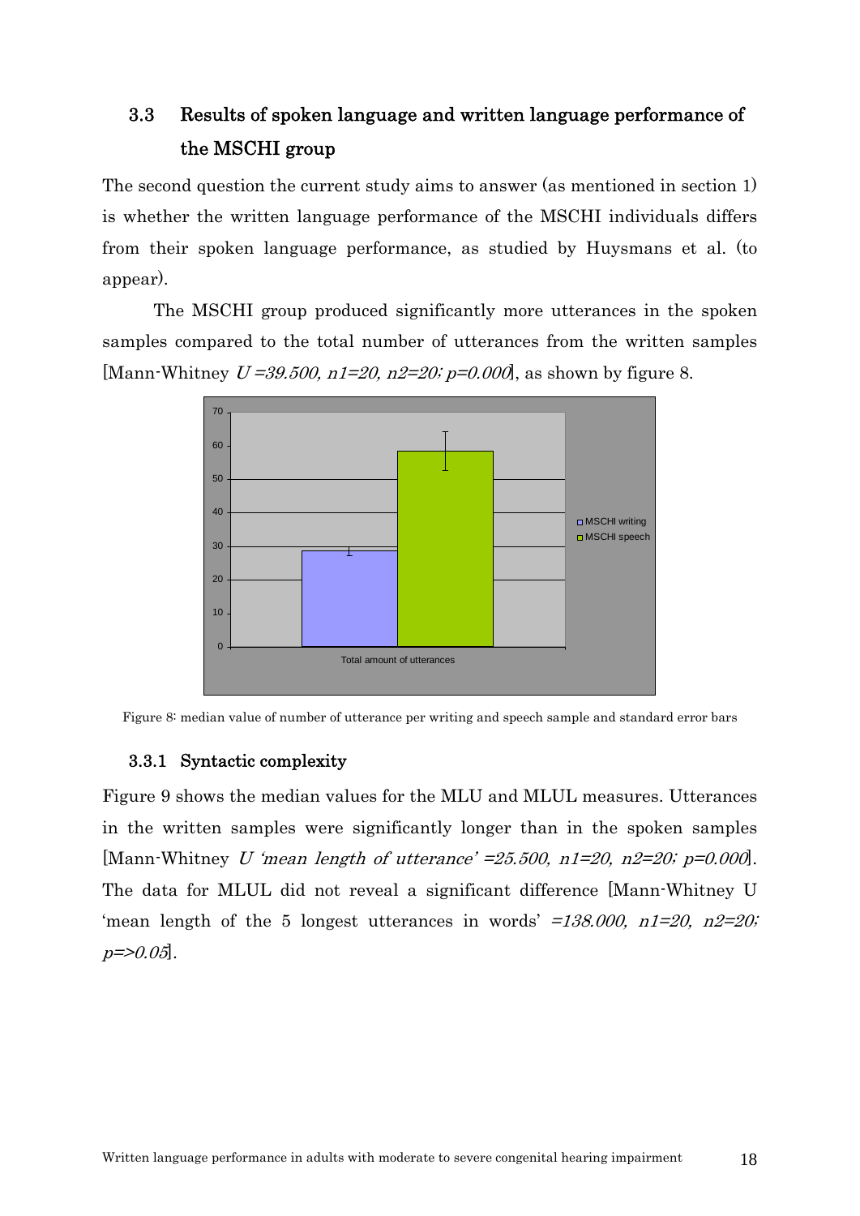## 3.3 Results of spoken language and written language performance of the MSCHI group

The second question the current study aims to answer (as mentioned in section 1) is whether the written language performance of the MSCHI individuals differs from their spoken language performance, as studied by Huysmans et al. (to appear).

The MSCHI group produced significantly more utterances in the spoken samples compared to the total number of utterances from the written samples [Mann-Whitney *U =39.500, n1=20, n2=20; p=0.000*], as shown by figure 8.

Figure 8: median value of number of utterance per writing and speech sample and standard error bars

### 3.3.1 Syntactic complexity

Figure 9 shows the median values for the MLU and MLUL measures. Utterances in the written samples were significantly longer than in the spoken samples [Mann-Whitney *U 'mean length of utterance' =25.500, n1=20, n2=20; p=0.000*]. The data for MLUL did not reveal a significant difference [Mann-Whitney U 'mean length of the 5 longest utterances in words' *=138.000, n1=20, n2=20; p=>0.05*].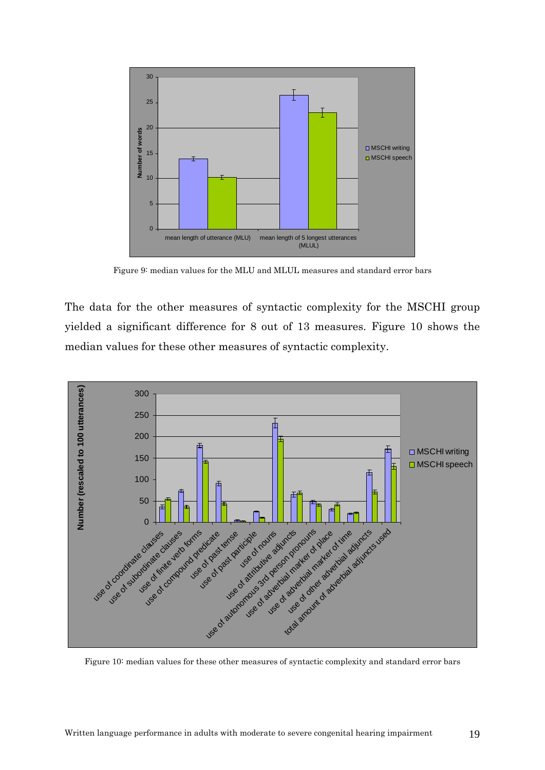Figure 9: median values for the MLU and MLUL measures and standard error bars

The data for the other measures of syntactic complexity for the MSCHI group yielded a significant difference for 8 out of 13 measures. Figure 10 shows the median values for these other measures of syntactic complexity.

Figure 10: median values for these other measures of syntactic complexity and standard error bars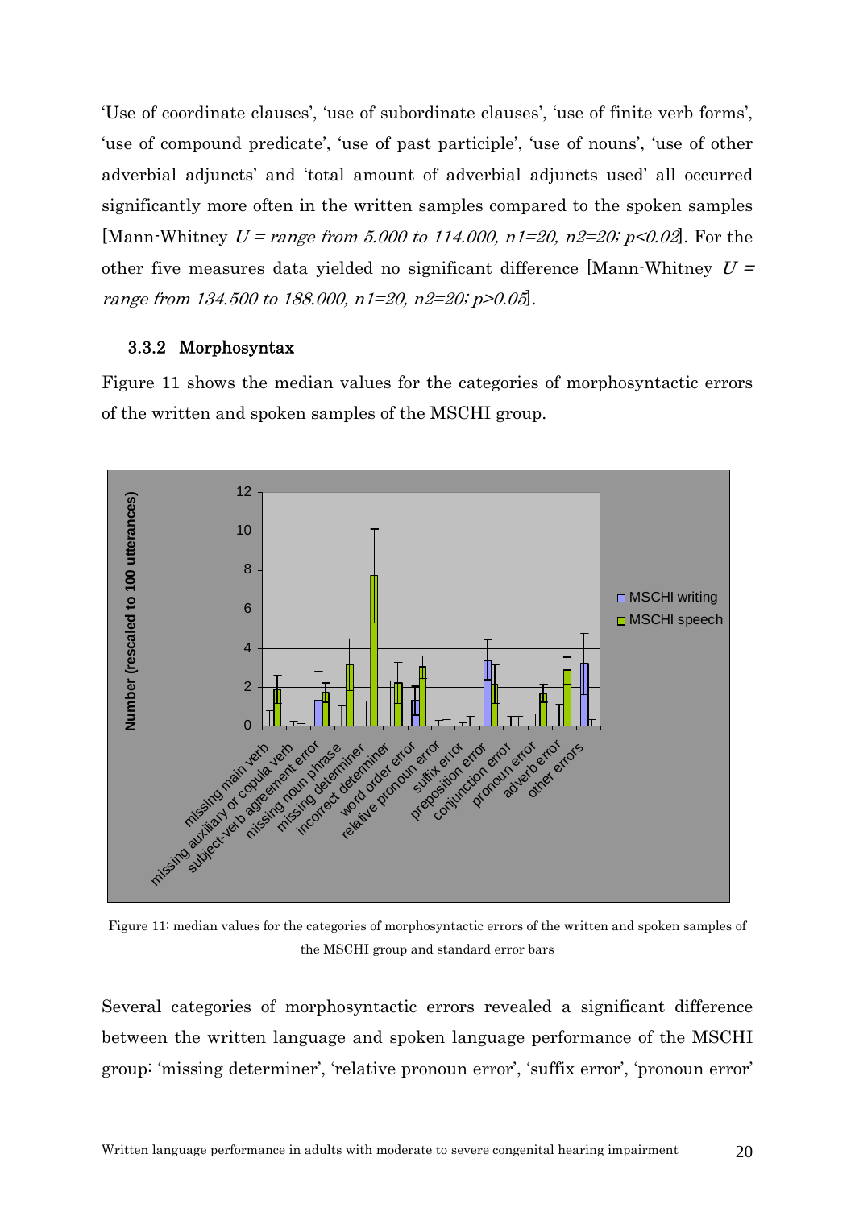'Use of coordinate clauses', 'use of subordinate clauses', 'use of finite verb forms', 'use of compound predicate', 'use of past participle', 'use of nouns', 'use of other adverbial adjuncts' and 'total amount of adverbial adjuncts used' all occurred significantly more often in the written samples compared to the spoken samples [Mann-Whitney *$U$ = range from 5.000 to 114.000, $n1$=20, $n2$=20; $p<0.02$*]. For the other five measures data yielded no significant difference [Mann-Whitney *$U$ = range from 134.500 to 188.000, $n1$=20, $n2$=20; $p>0.05$*].

### 3.3.2 Morphosyntax

Figure 11 shows the median values for the categories of morphosyntactic errors of the written and spoken samples of the MSCHI group.

Figure 11: median values for the categories of morphosyntactic errors of the written and spoken samples of the MSCHI group and standard error bars

Several categories of morphosyntactic errors revealed a significant difference between the written language and spoken language performance of the MSCHI group: 'missing determiner', 'relative pronoun error', 'suffix error', 'pronoun error'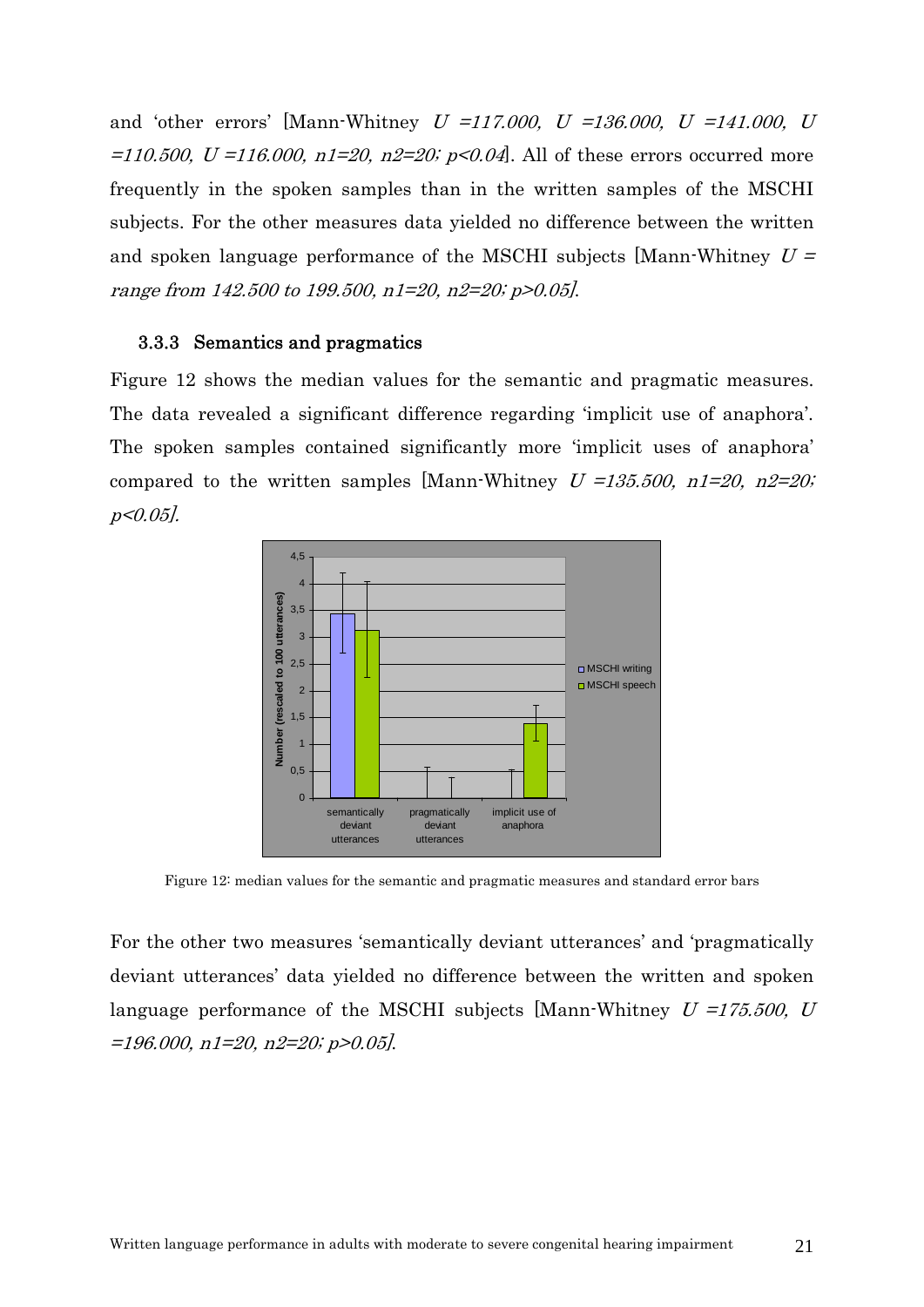and 'other errors' [Mann-Whitney $U = 117.000$, $U = 136.000$, $U = 141.000$, $U = 110.500$, $U = 116.000$, $n1 = 20$, $n2 = 20$; $p < 0.04$]. All of these errors occurred more frequently in the spoken samples than in the written samples of the MSCHI subjects. For the other measures data yielded no difference between the written and spoken language performance of the MSCHI subjects [Mann-Whitney $U$ = *range from* $142.500$ *to* $199.500$, $n1 = 20$, $n2 = 20$; $p > 0.05$].

### 3.3.3 Semantics and pragmatics

Figure 12 shows the median values for the semantic and pragmatic measures. The data revealed a significant difference regarding 'implicit use of anaphora'. The spoken samples contained significantly more 'implicit uses of anaphora' compared to the written samples [Mann-Whitney $U = 135.500$, $n1 = 20$, $n2 = 20$; $p < 0.05$].

Figure 12: median values for the semantic and pragmatic measures and standard error bars

For the other two measures 'semantically deviant utterances' and 'pragmatically deviant utterances' data yielded no difference between the written and spoken language performance of the MSCHI subjects [Mann-Whitney $U = 175.500$, $U = 196.000$, $n1 = 20$, $n2 = 20$; $p > 0.05$].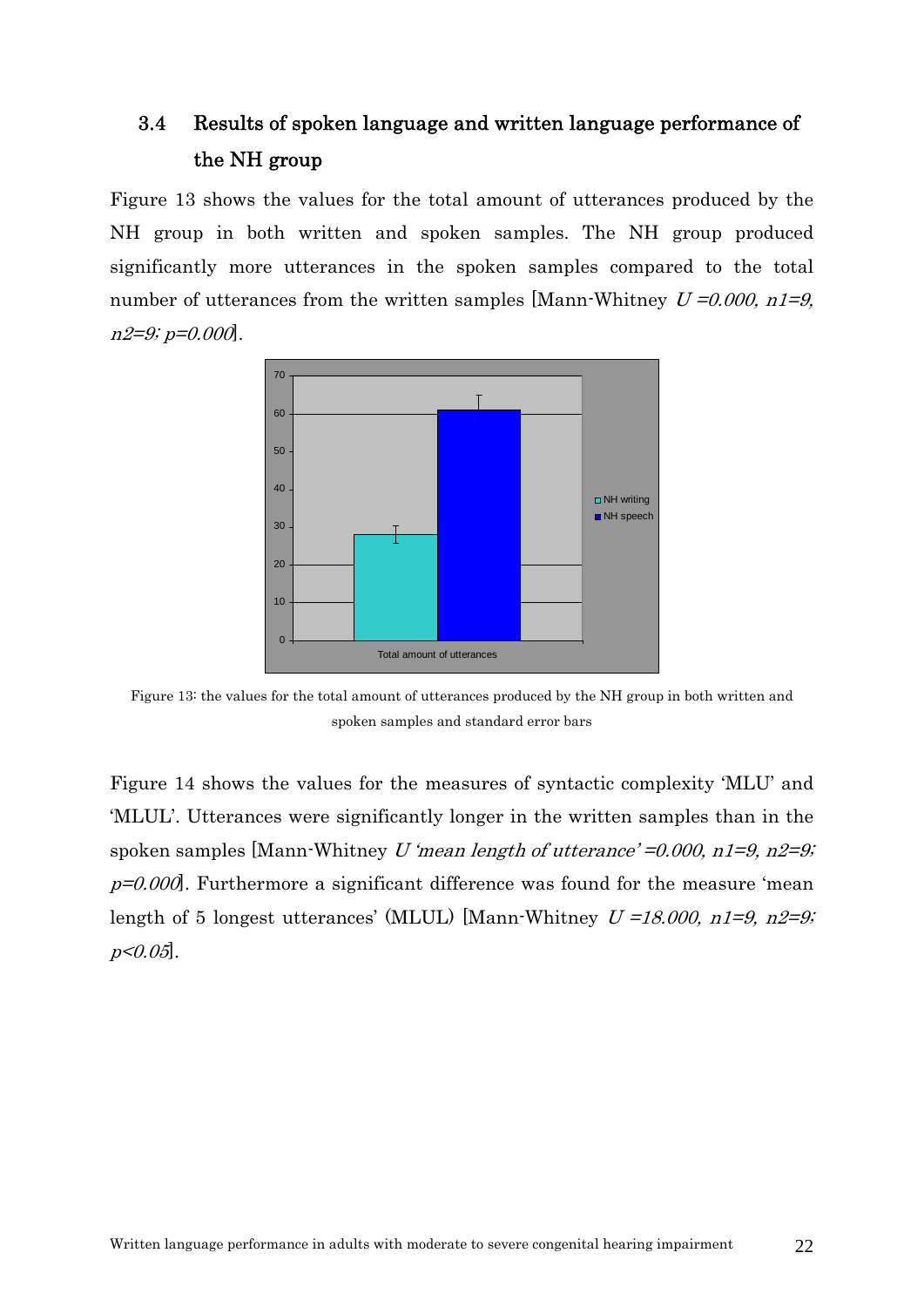## 3.4 Results of spoken language and written language performance of the NH group

Figure 13 shows the values for the total amount of utterances produced by the NH group in both written and spoken samples. The NH group produced significantly more utterances in the spoken samples compared to the total number of utterances from the written samples [Mann-Whitney $U = 0.000$, $n1 = 9$, $n2 = 9$; $p = 0.000$].

Figure 13: the values for the total amount of utterances produced by the NH group in both written and spoken samples and standard error bars

Figure 14 shows the values for the measures of syntactic complexity 'MLU' and 'MLUL'. Utterances were significantly longer in the written samples than in the spoken samples [Mann-Whitney *U 'mean length of utterance'* $= 0.000$, $n1 = 9$, $n2 = 9$; $p = 0.000$]. Furthermore a significant difference was found for the measure 'mean length of 5 longest utterances' (MLUL) [Mann-Whitney $U = 18.000$, $n1 = 9$, $n2 = 9$; $p < 0.05$].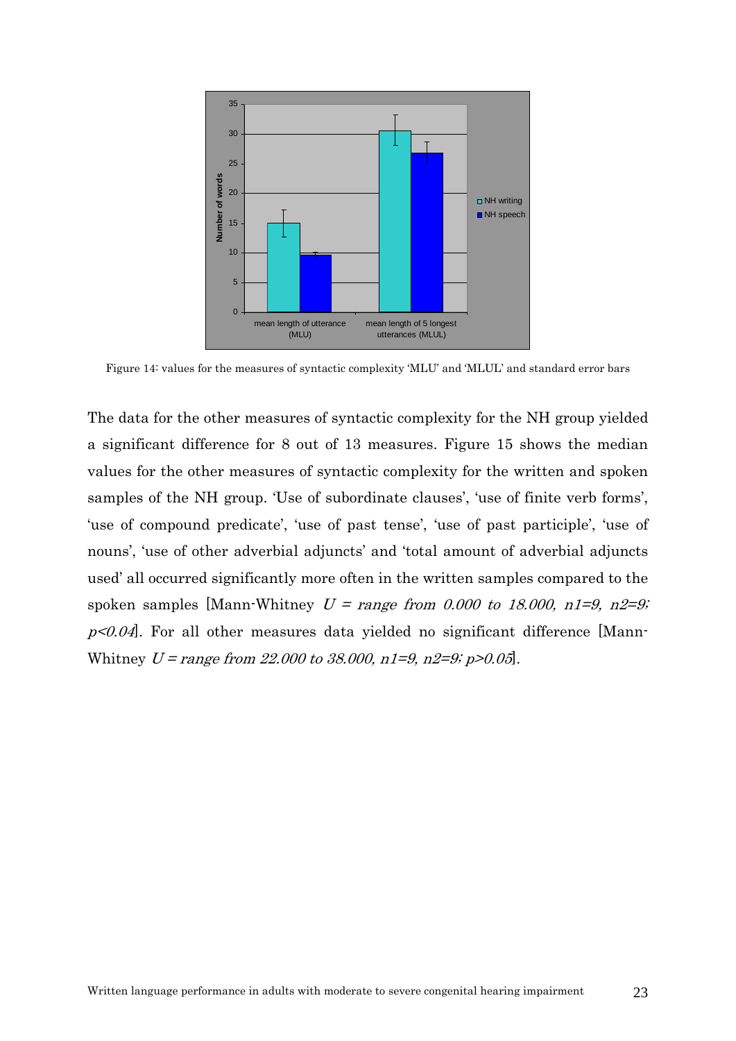Figure 14: values for the measures of syntactic complexity 'MLU' and 'MLUL' and standard error bars

The data for the other measures of syntactic complexity for the NH group yielded a significant difference for 8 out of 13 measures. Figure 15 shows the median values for the other measures of syntactic complexity for the written and spoken samples of the NH group. 'Use of subordinate clauses', 'use of finite verb forms', 'use of compound predicate', 'use of past tense', 'use of past participle', 'use of nouns', 'use of other adverbial adjuncts' and 'total amount of adverbial adjuncts used' all occurred significantly more often in the written samples compared to the spoken samples [Mann-Whitney $U$ = *range from 0.000 to 18.000*, $n1=9$, $n2=9$; $p<0.04$]. For all other measures data yielded no significant difference [Mann-Whitney $U$ = *range from 22.000 to 38.000*, $n1=9$, $n2=9$; $p>0.05$].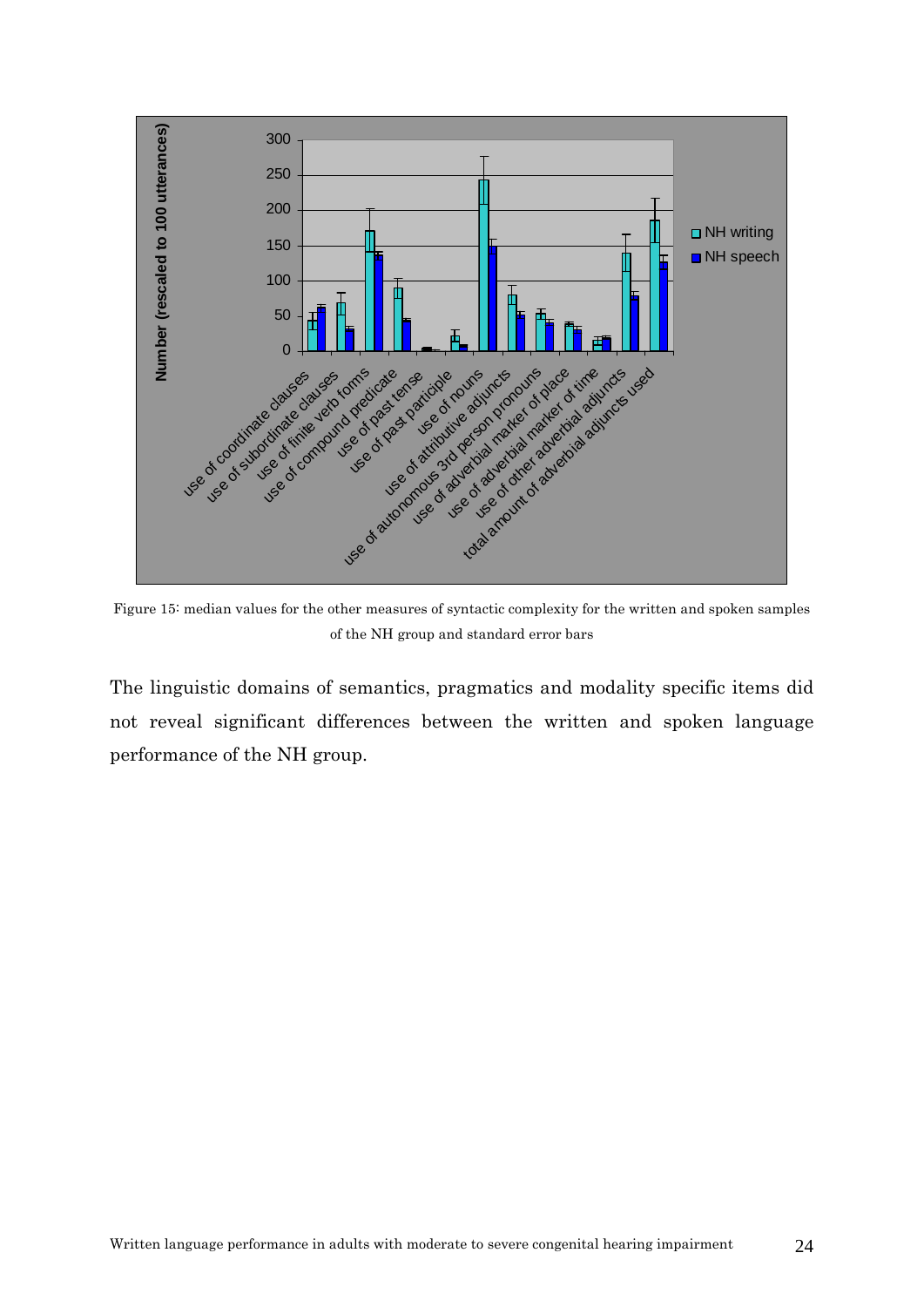Figure 15: median values for the other measures of syntactic complexity for the written and spoken samples of the NH group and standard error bars

The linguistic domains of semantics, pragmatics and modality specific items did not reveal significant differences between the written and spoken language performance of the NH group.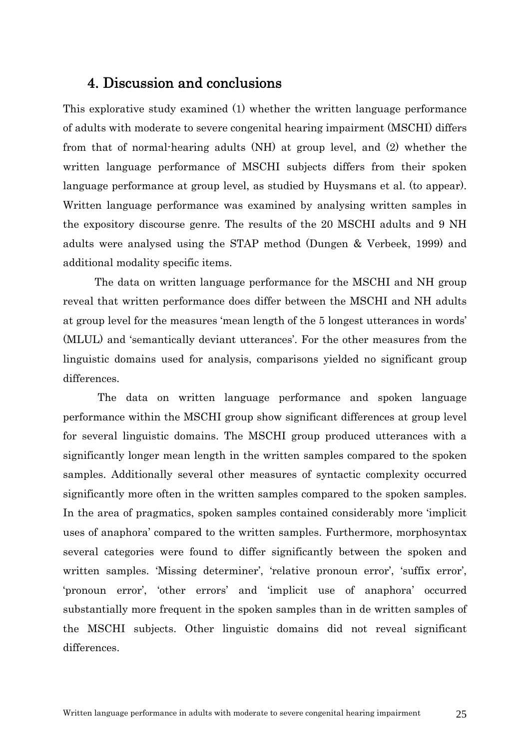## 4. Discussion and conclusions

This explorative study examined (1) whether the written language performance of adults with moderate to severe congenital hearing impairment (MSCHI) differs from that of normal-hearing adults (NH) at group level, and (2) whether the written language performance of MSCHI subjects differs from their spoken language performance at group level, as studied by Huysmans et al. (to appear). Written language performance was examined by analysing written samples in the expository discourse genre. The results of the 20 MSCHI adults and 9 NH adults were analysed using the STAP method (Dungen & Verbeek, 1999) and additional modality specific items.

The data on written language performance for the MSCHI and NH group reveal that written performance does differ between the MSCHI and NH adults at group level for the measures 'mean length of the 5 longest utterances in words' (MLUL) and 'semantically deviant utterances'. For the other measures from the linguistic domains used for analysis, comparisons yielded no significant group differences.

The data on written language performance and spoken language performance within the MSCHI group show significant differences at group level for several linguistic domains. The MSCHI group produced utterances with a significantly longer mean length in the written samples compared to the spoken samples. Additionally several other measures of syntactic complexity occurred significantly more often in the written samples compared to the spoken samples. In the area of pragmatics, spoken samples contained considerably more 'implicit uses of anaphora' compared to the written samples. Furthermore, morphosyntax several categories were found to differ significantly between the spoken and written samples. 'Missing determiner', 'relative pronoun error', 'suffix error', 'pronoun error', 'other errors' and 'implicit use of anaphora' occurred substantially more frequent in the spoken samples than in de written samples of the MSCHI subjects. Other linguistic domains did not reveal significant differences.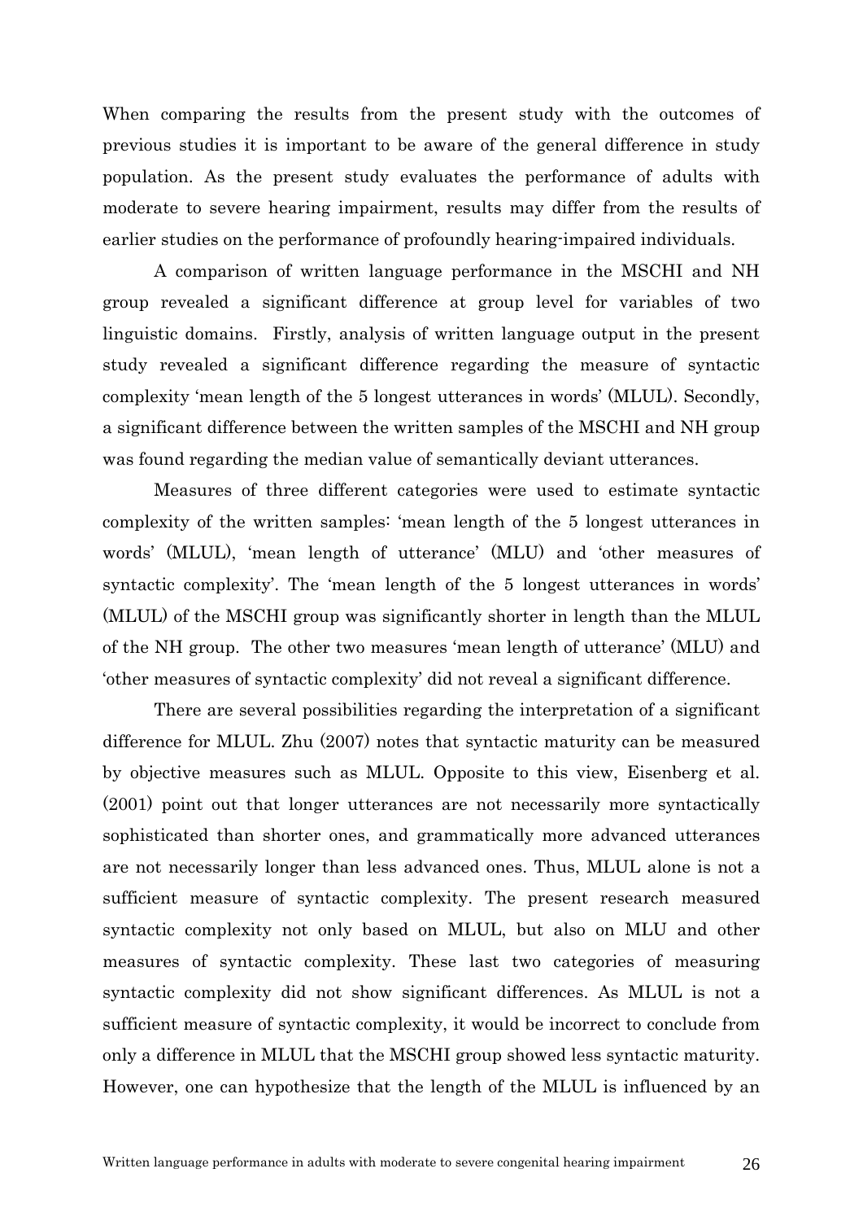When comparing the results from the present study with the outcomes of previous studies it is important to be aware of the general difference in study population. As the present study evaluates the performance of adults with moderate to severe hearing impairment, results may differ from the results of earlier studies on the performance of profoundly hearing-impaired individuals.

A comparison of written language performance in the MSCHI and NH group revealed a significant difference at group level for variables of two linguistic domains. Firstly, analysis of written language output in the present study revealed a significant difference regarding the measure of syntactic complexity 'mean length of the 5 longest utterances in words' (MLUL). Secondly, a significant difference between the written samples of the MSCHI and NH group was found regarding the median value of semantically deviant utterances.

Measures of three different categories were used to estimate syntactic complexity of the written samples: 'mean length of the 5 longest utterances in words' (MLUL), 'mean length of utterance' (MLU) and 'other measures of syntactic complexity'. The 'mean length of the 5 longest utterances in words' (MLUL) of the MSCHI group was significantly shorter in length than the MLUL of the NH group. The other two measures 'mean length of utterance' (MLU) and 'other measures of syntactic complexity' did not reveal a significant difference.

There are several possibilities regarding the interpretation of a significant difference for MLUL. Zhu (2007) notes that syntactic maturity can be measured by objective measures such as MLUL. Opposite to this view, Eisenberg et al. (2001) point out that longer utterances are not necessarily more syntactically sophisticated than shorter ones, and grammatically more advanced utterances are not necessarily longer than less advanced ones. Thus, MLUL alone is not a sufficient measure of syntactic complexity. The present research measured syntactic complexity not only based on MLUL, but also on MLU and other measures of syntactic complexity. These last two categories of measuring syntactic complexity did not show significant differences. As MLUL is not a sufficient measure of syntactic complexity, it would be incorrect to conclude from only a difference in MLUL that the MSCHI group showed less syntactic maturity. However, one can hypothesize that the length of the MLUL is influenced by an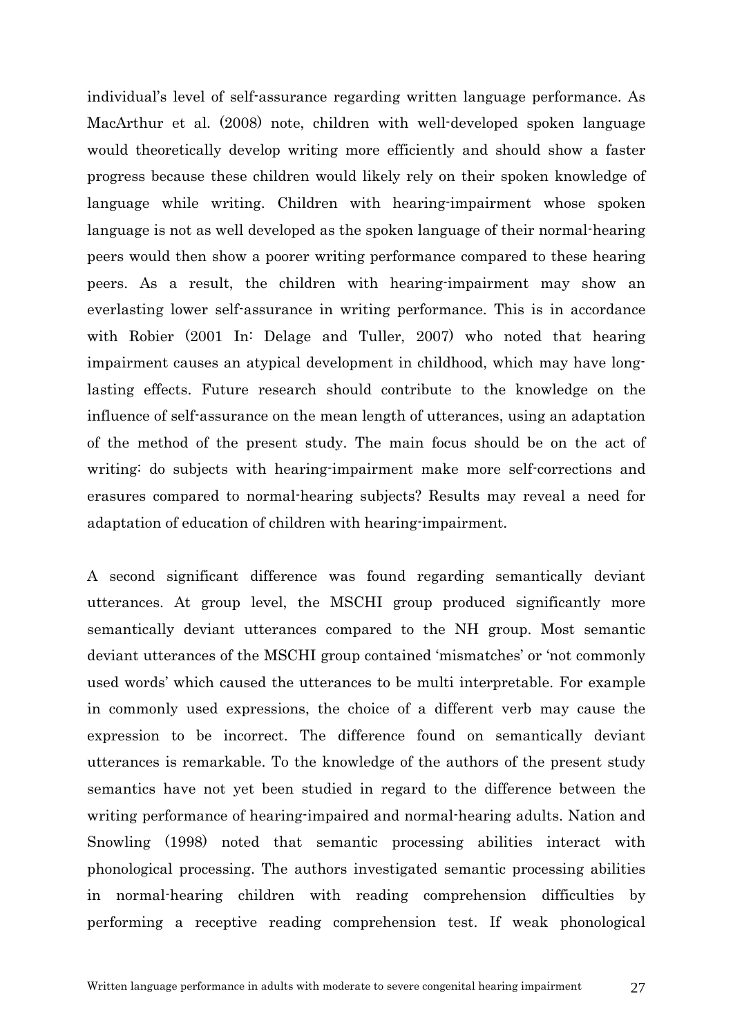individual's level of self-assurance regarding written language performance. As MacArthur et al. (2008) note, children with well-developed spoken language would theoretically develop writing more efficiently and should show a faster progress because these children would likely rely on their spoken knowledge of language while writing. Children with hearing-impairment whose spoken language is not as well developed as the spoken language of their normal-hearing peers would then show a poorer writing performance compared to these hearing peers. As a result, the children with hearing-impairment may show an everlasting lower self-assurance in writing performance. This is in accordance with Robier (2001 In: Delage and Tuller, 2007) who noted that hearing impairment causes an atypical development in childhood, which may have long-lasting effects. Future research should contribute to the knowledge on the influence of self-assurance on the mean length of utterances, using an adaptation of the method of the present study. The main focus should be on the act of writing: do subjects with hearing-impairment make more self-corrections and erasures compared to normal-hearing subjects? Results may reveal a need for adaptation of education of children with hearing-impairment.

A second significant difference was found regarding semantically deviant utterances. At group level, the MSCHI group produced significantly more semantically deviant utterances compared to the NH group. Most semantic deviant utterances of the MSCHI group contained 'mismatches' or 'not commonly used words' which caused the utterances to be multi interpretable. For example in commonly used expressions, the choice of a different verb may cause the expression to be incorrect. The difference found on semantically deviant utterances is remarkable. To the knowledge of the authors of the present study semantics have not yet been studied in regard to the difference between the writing performance of hearing-impaired and normal-hearing adults. Nation and Snowling (1998) noted that semantic processing abilities interact with phonological processing. The authors investigated semantic processing abilities in normal-hearing children with reading comprehension difficulties by performing a receptive reading comprehension test. If weak phonological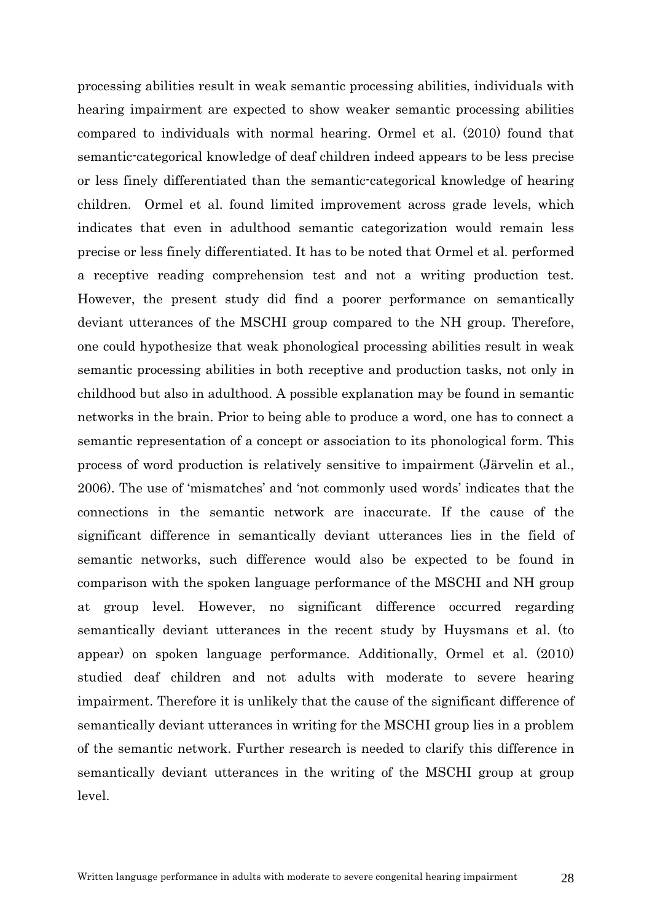processing abilities result in weak semantic processing abilities, individuals with hearing impairment are expected to show weaker semantic processing abilities compared to individuals with normal hearing. Ormel et al. (2010) found that semantic-categorical knowledge of deaf children indeed appears to be less precise or less finely differentiated than the semantic-categorical knowledge of hearing children. Ormel et al. found limited improvement across grade levels, which indicates that even in adulthood semantic categorization would remain less precise or less finely differentiated. It has to be noted that Ormel et al. performed a receptive reading comprehension test and not a writing production test. However, the present study did find a poorer performance on semantically deviant utterances of the MSCHI group compared to the NH group. Therefore, one could hypothesize that weak phonological processing abilities result in weak semantic processing abilities in both receptive and production tasks, not only in childhood but also in adulthood. A possible explanation may be found in semantic networks in the brain. Prior to being able to produce a word, one has to connect a semantic representation of a concept or association to its phonological form. This process of word production is relatively sensitive to impairment (Järvelin et al., 2006). The use of 'mismatches' and 'not commonly used words' indicates that the connections in the semantic network are inaccurate. If the cause of the significant difference in semantically deviant utterances lies in the field of semantic networks, such difference would also be expected to be found in comparison with the spoken language performance of the MSCHI and NH group at group level. However, no significant difference occurred regarding semantically deviant utterances in the recent study by Huysmans et al. (to appear) on spoken language performance. Additionally, Ormel et al. (2010) studied deaf children and not adults with moderate to severe hearing impairment. Therefore it is unlikely that the cause of the significant difference of semantically deviant utterances in writing for the MSCHI group lies in a problem of the semantic network. Further research is needed to clarify this difference in semantically deviant utterances in the writing of the MSCHI group at group level.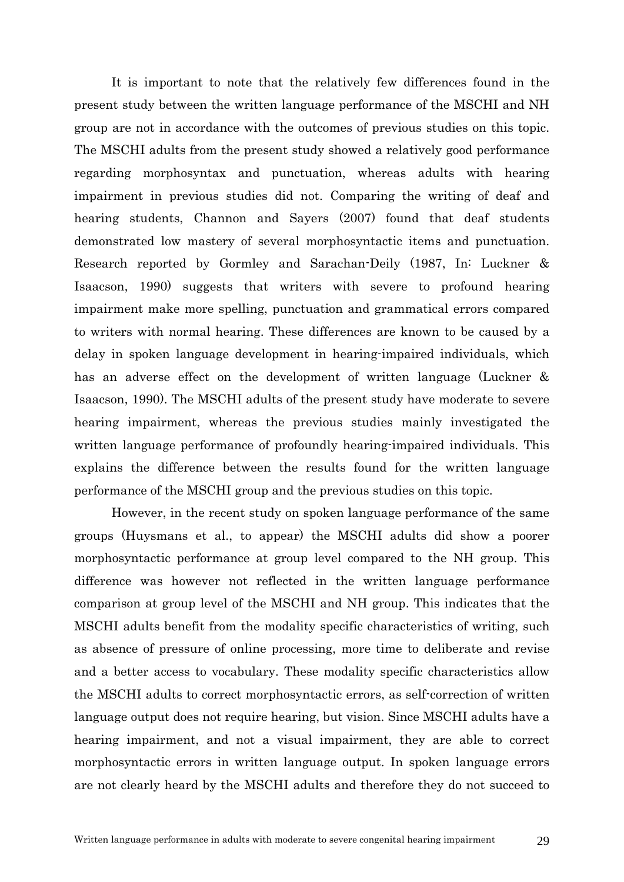It is important to note that the relatively few differences found in the present study between the written language performance of the MSCHI and NH group are not in accordance with the outcomes of previous studies on this topic. The MSCHI adults from the present study showed a relatively good performance regarding morphosyntax and punctuation, whereas adults with hearing impairment in previous studies did not. Comparing the writing of deaf and hearing students, Channon and Sayers (2007) found that deaf students demonstrated low mastery of several morphosyntactic items and punctuation. Research reported by Gormley and Sarachan-Deily (1987, In: Luckner & Isaacson, 1990) suggests that writers with severe to profound hearing impairment make more spelling, punctuation and grammatical errors compared to writers with normal hearing. These differences are known to be caused by a delay in spoken language development in hearing-impaired individuals, which has an adverse effect on the development of written language (Luckner & Isaacson, 1990). The MSCHI adults of the present study have moderate to severe hearing impairment, whereas the previous studies mainly investigated the written language performance of profoundly hearing-impaired individuals. This explains the difference between the results found for the written language performance of the MSCHI group and the previous studies on this topic.

However, in the recent study on spoken language performance of the same groups (Huysmans et al., to appear) the MSCHI adults did show a poorer morphosyntactic performance at group level compared to the NH group. This difference was however not reflected in the written language performance comparison at group level of the MSCHI and NH group. This indicates that the MSCHI adults benefit from the modality specific characteristics of writing, such as absence of pressure of online processing, more time to deliberate and revise and a better access to vocabulary. These modality specific characteristics allow the MSCHI adults to correct morphosyntactic errors, as self-correction of written language output does not require hearing, but vision. Since MSCHI adults have a hearing impairment, and not a visual impairment, they are able to correct morphosyntactic errors in written language output. In spoken language errors are not clearly heard by the MSCHI adults and therefore they do not succeed to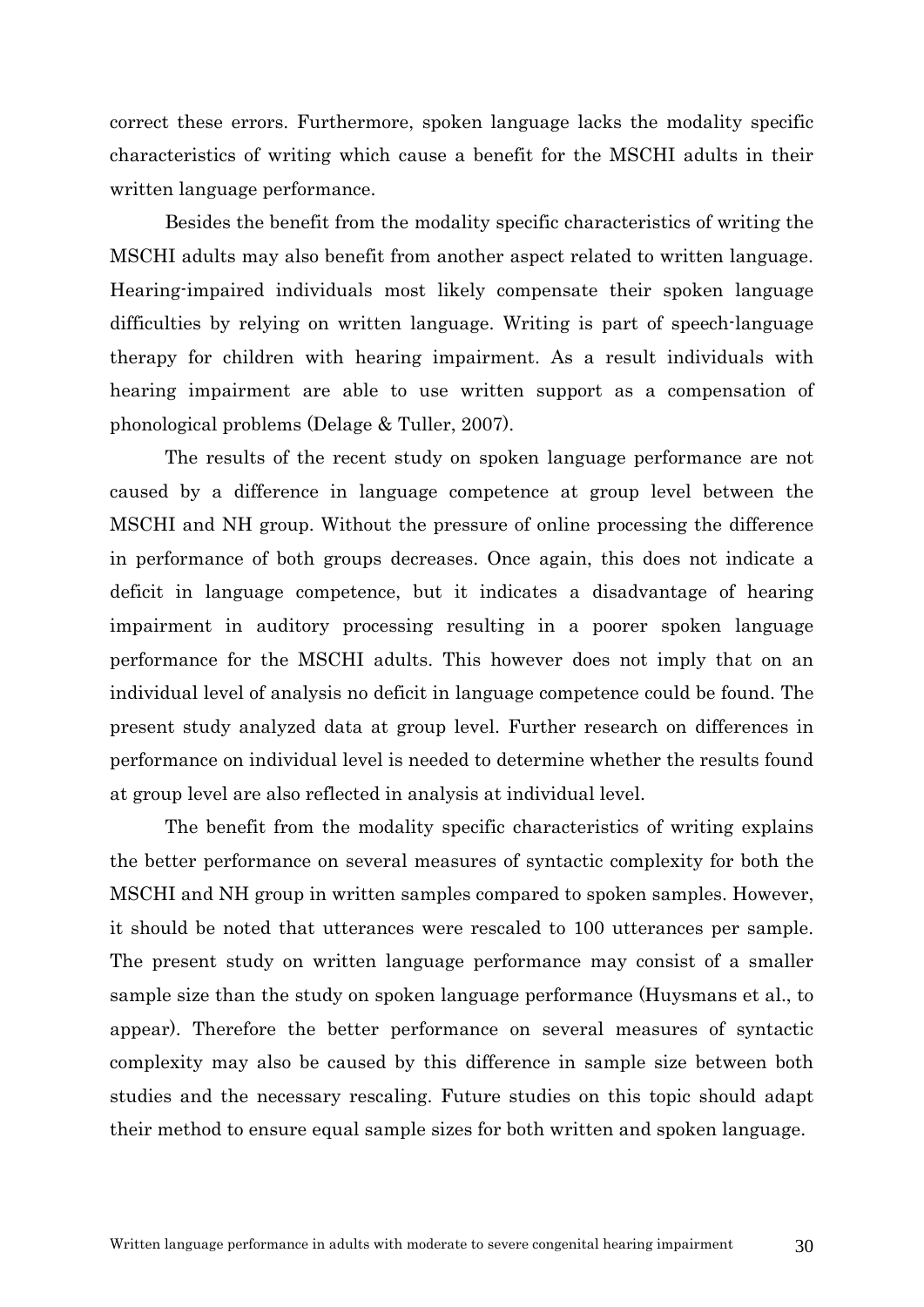correct these errors. Furthermore, spoken language lacks the modality specific characteristics of writing which cause a benefit for the MSCHI adults in their written language performance.

Besides the benefit from the modality specific characteristics of writing the MSCHI adults may also benefit from another aspect related to written language. Hearing-impaired individuals most likely compensate their spoken language difficulties by relying on written language. Writing is part of speech-language therapy for children with hearing impairment. As a result individuals with hearing impairment are able to use written support as a compensation of phonological problems (Delage & Tuller, 2007).

The results of the recent study on spoken language performance are not caused by a difference in language competence at group level between the MSCHI and NH group. Without the pressure of online processing the difference in performance of both groups decreases. Once again, this does not indicate a deficit in language competence, but it indicates a disadvantage of hearing impairment in auditory processing resulting in a poorer spoken language performance for the MSCHI adults. This however does not imply that on an individual level of analysis no deficit in language competence could be found. The present study analyzed data at group level. Further research on differences in performance on individual level is needed to determine whether the results found at group level are also reflected in analysis at individual level.

The benefit from the modality specific characteristics of writing explains the better performance on several measures of syntactic complexity for both the MSCHI and NH group in written samples compared to spoken samples. However, it should be noted that utterances were rescaled to 100 utterances per sample. The present study on written language performance may consist of a smaller sample size than the study on spoken language performance (Huysmans et al., to appear). Therefore the better performance on several measures of syntactic complexity may also be caused by this difference in sample size between both studies and the necessary rescaling. Future studies on this topic should adapt their method to ensure equal sample sizes for both written and spoken language.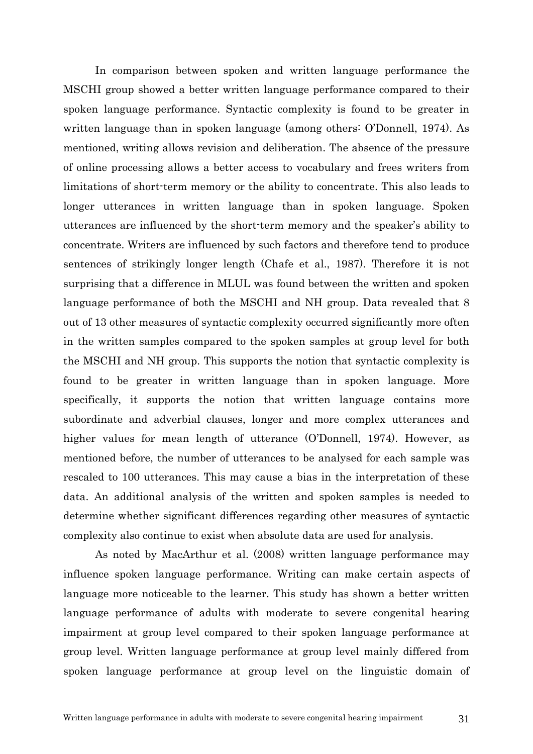In comparison between spoken and written language performance the MSCHI group showed a better written language performance compared to their spoken language performance. Syntactic complexity is found to be greater in written language than in spoken language (among others: O'Donnell, 1974). As mentioned, writing allows revision and deliberation. The absence of the pressure of online processing allows a better access to vocabulary and frees writers from limitations of short-term memory or the ability to concentrate. This also leads to longer utterances in written language than in spoken language. Spoken utterances are influenced by the short-term memory and the speaker's ability to concentrate. Writers are influenced by such factors and therefore tend to produce sentences of strikingly longer length (Chafe et al., 1987). Therefore it is not surprising that a difference in MLUL was found between the written and spoken language performance of both the MSCHI and NH group. Data revealed that 8 out of 13 other measures of syntactic complexity occurred significantly more often in the written samples compared to the spoken samples at group level for both the MSCHI and NH group. This supports the notion that syntactic complexity is found to be greater in written language than in spoken language. More specifically, it supports the notion that written language contains more subordinate and adverbial clauses, longer and more complex utterances and higher values for mean length of utterance (O'Donnell, 1974). However, as mentioned before, the number of utterances to be analysed for each sample was rescaled to 100 utterances. This may cause a bias in the interpretation of these data. An additional analysis of the written and spoken samples is needed to determine whether significant differences regarding other measures of syntactic complexity also continue to exist when absolute data are used for analysis.

As noted by MacArthur et al. (2008) written language performance may influence spoken language performance. Writing can make certain aspects of language more noticeable to the learner. This study has shown a better written language performance of adults with moderate to severe congenital hearing impairment at group level compared to their spoken language performance at group level. Written language performance at group level mainly differed from spoken language performance at group level on the linguistic domain of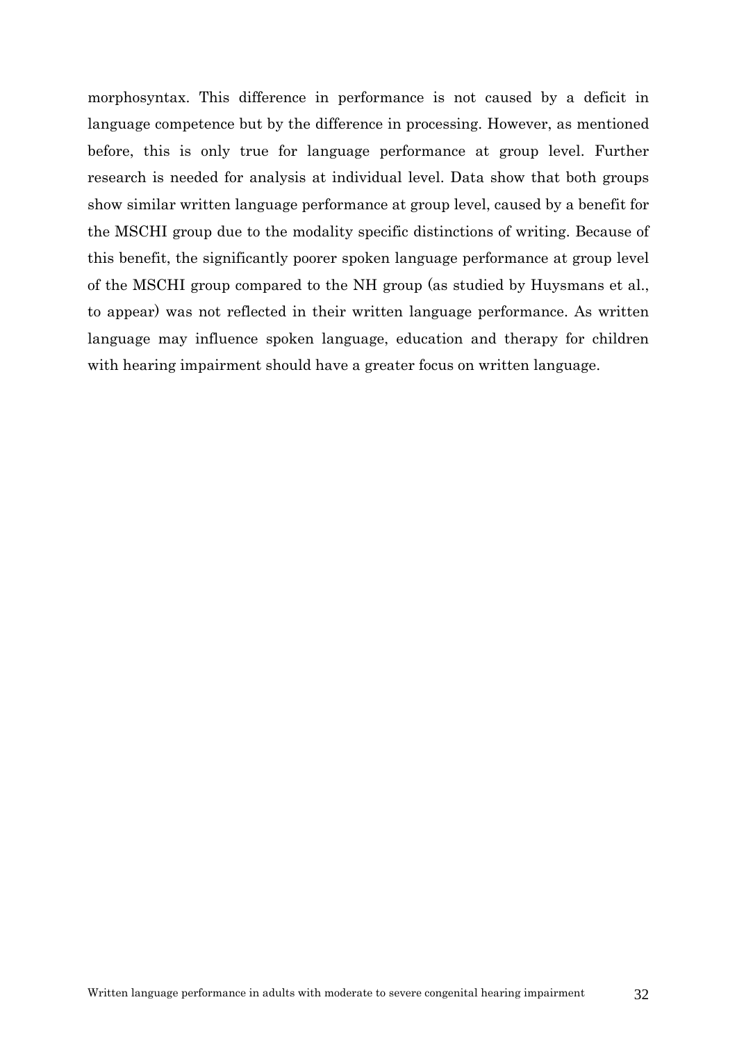morphosyntax. This difference in performance is not caused by a deficit in language competence but by the difference in processing. However, as mentioned before, this is only true for language performance at group level. Further research is needed for analysis at individual level. Data show that both groups show similar written language performance at group level, caused by a benefit for the MSCHI group due to the modality specific distinctions of writing. Because of this benefit, the significantly poorer spoken language performance at group level of the MSCHI group compared to the NH group (as studied by Huysmans et al., to appear) was not reflected in their written language performance. As written language may influence spoken language, education and therapy for children with hearing impairment should have a greater focus on written language.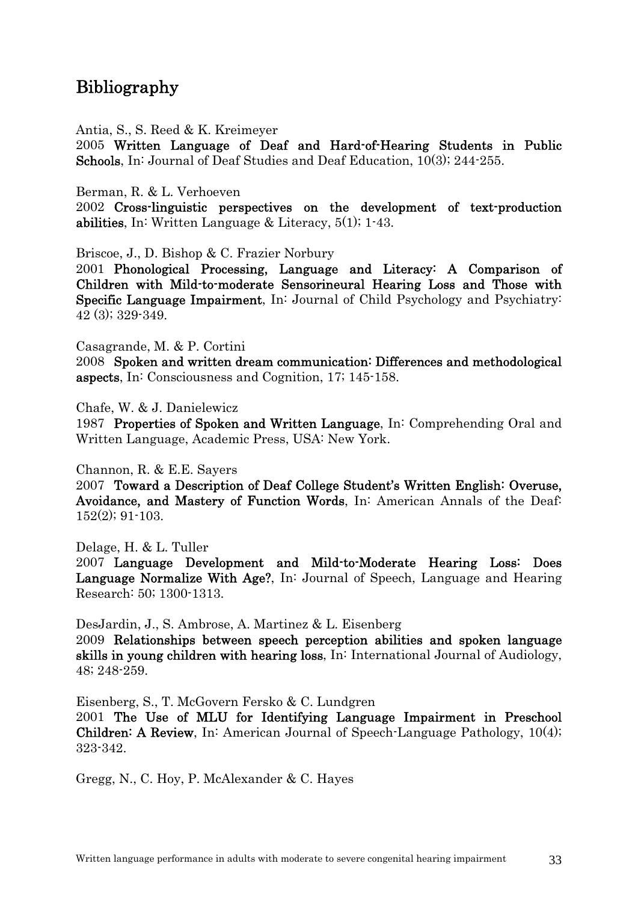## Bibliography

Antia, S., S. Reed & K. Kreimeyer
2005 **Written Language of Deaf and Hard-of-Hearing Students in Public Schools**, In: Journal of Deaf Studies and Deaf Education, 10(3); 244-255.

Berman, R. & L. Verhoeven
2002 **Cross-linguistic perspectives on the development of text-production abilities**, In: Written Language & Literacy, 5(1); 1-43.

Briscoe, J., D. Bishop & C. Frazier Norbury
2001 **Phonological Processing, Language and Literacy: A Comparison of Children with Mild-to-moderate Sensorineural Hearing Loss and Those with Specific Language Impairment**, In: Journal of Child Psychology and Psychiatry: 42 (3); 329-349.

Casagrande, M. & P. Cortini
2008 **Spoken and written dream communication: Differences and methodological aspects**, In: Consciousness and Cognition, 17; 145-158.

Chafe, W. & J. Danielewicz
1987 **Properties of Spoken and Written Language**, In: Comprehending Oral and Written Language, Academic Press, USA: New York.

Channon, R. & E.E. Sayers
2007 **Toward a Description of Deaf College Student's Written English: Overuse, Avoidance, and Mastery of Function Words**, In: American Annals of the Deaf: 152(2); 91-103.

Delage, H. & L. Tuller
2007 **Language Development and Mild-to-Moderate Hearing Loss: Does Language Normalize With Age?**, In: Journal of Speech, Language and Hearing Research: 50; 1300-1313.

DesJardin, J., S. Ambrose, A. Martinez & L. Eisenberg
2009 **Relationships between speech perception abilities and spoken language skills in young children with hearing loss**, In: International Journal of Audiology, 48; 248-259.

Eisenberg, S., T. McGovern Fersko & C. Lundgren
2001 **The Use of MLU for Identifying Language Impairment in Preschool Children: A Review**, In: American Journal of Speech-Language Pathology, 10(4); 323-342.

Gregg, N., C. Hoy, P. McAlexander & C. Hayes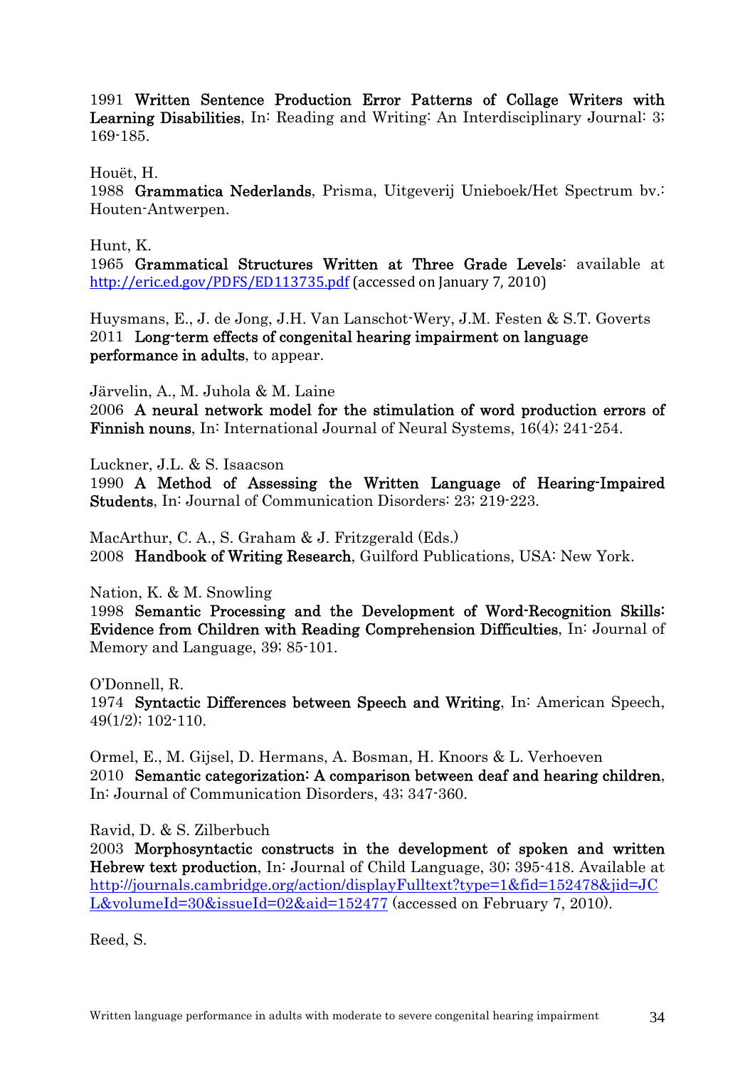1991 **Written Sentence Production Error Patterns of Collage Writers with Learning Disabilities**, In: Reading and Writing: An Interdisciplinary Journal: 3; 169-185.

Houët, H.
1988 **Grammatica Nederlands**, Prisma, Uitgeverij Unieboek/Het Spectrum bv.: Houten-Antwerpen.

Hunt, K.
1965 **Grammatical Structures Written at Three Grade Levels**: available at http://eric.ed.gov/PDFS/ED113735.pdf (accessed on January 7, 2010)

Huysmans, E., J. de Jong, J.H. Van Lanschot-Wery, J.M. Festen & S.T. Goverts
2011 **Long-term effects of congenital hearing impairment on language performance in adults**, to appear.

Järvelin, A., M. Juhola & M. Laine
2006 **A neural network model for the stimulation of word production errors of Finnish nouns**, In: International Journal of Neural Systems, 16(4); 241-254.

Luckner, J.L. & S. Isaacson
1990 **A Method of Assessing the Written Language of Hearing-Impaired Students**, In: Journal of Communication Disorders: 23; 219-223.

MacArthur, C. A., S. Graham & J. Fritzgerald (Eds.)
2008 **Handbook of Writing Research**, Guilford Publications, USA: New York.

Nation, K. & M. Snowling
1998 **Semantic Processing and the Development of Word-Recognition Skills: Evidence from Children with Reading Comprehension Difficulties**, In: Journal of Memory and Language, 39; 85-101.

O'Donnell, R.
1974 **Syntactic Differences between Speech and Writing**, In: American Speech, 49(1/2); 102-110.

Ormel, E., M. Gijsel, D. Hermans, A. Bosman, H. Knoors & L. Verhoeven
2010 **Semantic categorization: A comparison between deaf and hearing children**, In: Journal of Communication Disorders, 43; 347-360.

Ravid, D. & S. Zilberbuch
2003 **Morphosyntactic constructs in the development of spoken and written Hebrew text production**, In: Journal of Child Language, 30; 395-418. Available at http://journals.cambridge.org/action/displayFulltext?type=1&fid=152478&jid=JCL&volumeId=30&issueId=02&aid=152477 (accessed on February 7, 2010).

Reed, S.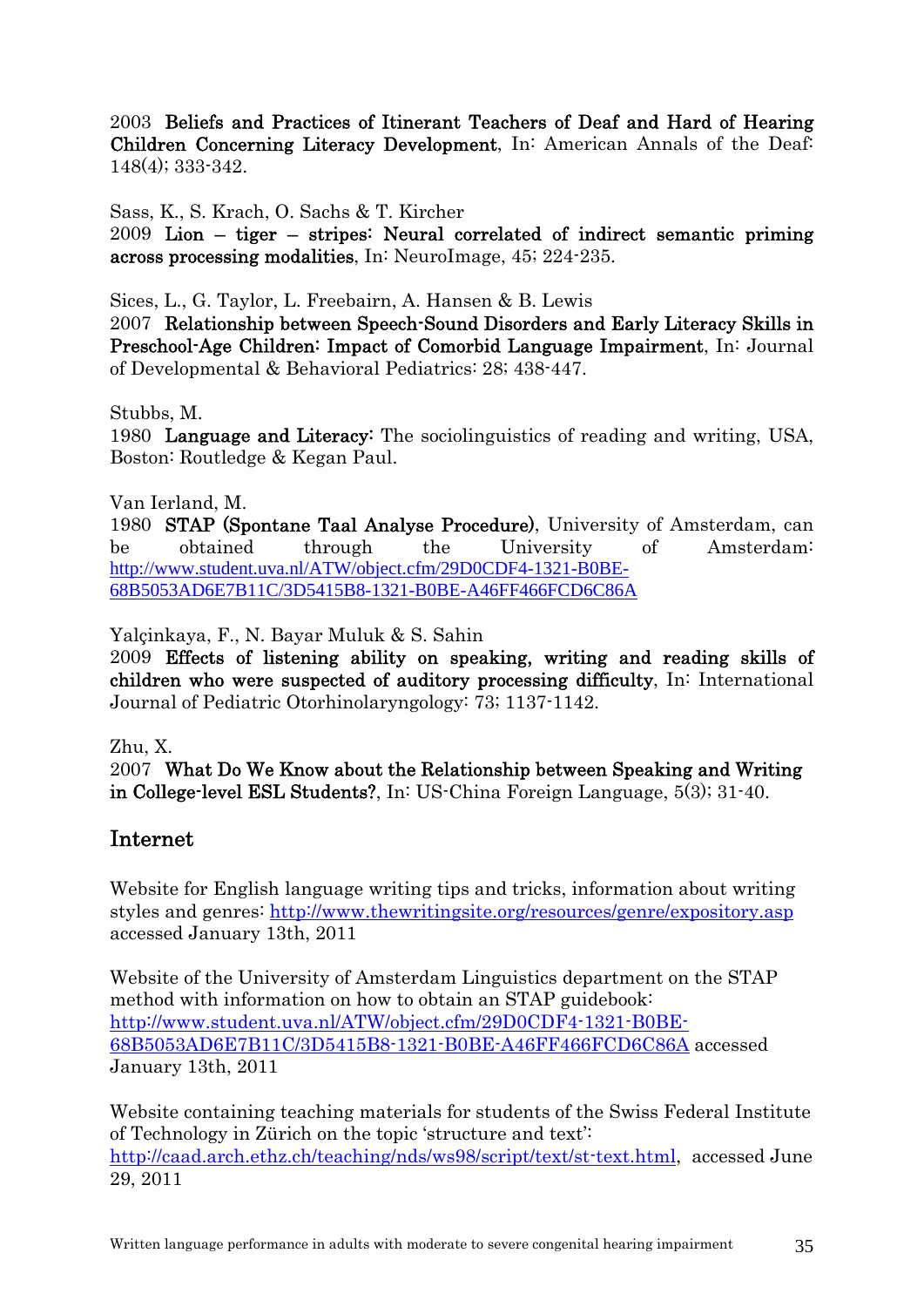2003 **Beliefs and Practices of Itinerant Teachers of Deaf and Hard of Hearing Children Concerning Literacy Development**, In: American Annals of the Deaf: 148(4); 333-342.

Sass, K., S. Krach, O. Sachs & T. Kircher
2009 **Lion – tiger – stripes: Neural correlated of indirect semantic priming across processing modalities**, In: NeuroImage, 45; 224-235.

Sices, L., G. Taylor, L. Freebairn, A. Hansen & B. Lewis
2007 **Relationship between Speech-Sound Disorders and Early Literacy Skills in Preschool-Age Children: Impact of Comorbid Language Impairment**, In: Journal of Developmental & Behavioral Pediatrics: 28; 438-447.

Stubbs, M.
1980 **Language and Literacy:** The sociolinguistics of reading and writing, USA, Boston: Routledge & Kegan Paul.

Van Ierland, M.
1980 **STAP (Spontane Taal Analyse Procedure)**, University of Amsterdam, can be obtained through the University of Amsterdam: http://www.student.uva.nl/ATW/object.cfm/29D0CDF4-1321-B0BE-68B5053AD6E7B11C/3D5415B8-1321-B0BE-A46FF466FCD6C86A

Yalçinkaya, F., N. Bayar Muluk & S. Sahin
2009 **Effects of listening ability on speaking, writing and reading skills of children who were suspected of auditory processing difficulty**, In: International Journal of Pediatric Otorhinolaryngology: 73; 1137-1142.

Zhu, X.
2007 **What Do We Know about the Relationship between Speaking and Writing in College-level ESL Students?**, In: US-China Foreign Language, 5(3); 31-40.

## Internet

Website for English language writing tips and tricks, information about writing styles and genres: http://www.thewritingsite.org/resources/genre/expository.asp accessed January 13th, 2011

Website of the University of Amsterdam Linguistics department on the STAP method with information on how to obtain an STAP guidebook: http://www.student.uva.nl/ATW/object.cfm/29D0CDF4-1321-B0BE-68B5053AD6E7B11C/3D5415B8-1321-B0BE-A46FF466FCD6C86A accessed January 13th, 2011

Website containing teaching materials for students of the Swiss Federal Institute of Technology in Zürich on the topic 'structure and text': http://caad.arch.ethz.ch/teaching/nds/ws98/script/text/st-text.html, accessed June 29, 2011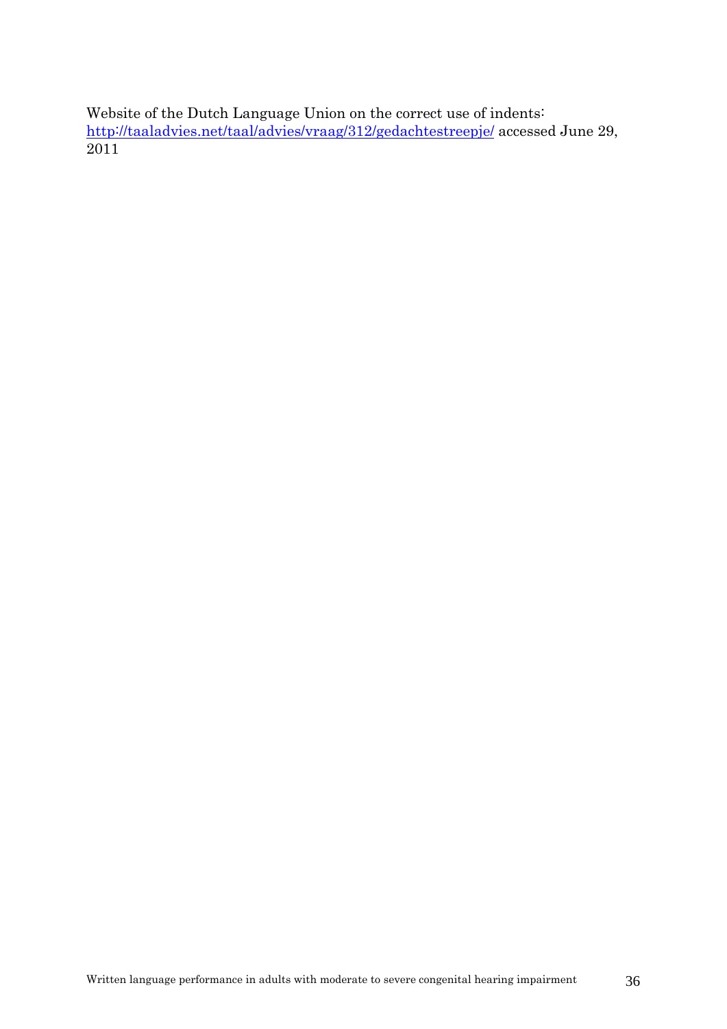Website of the Dutch Language Union on the correct use of indents: [http://taaladvies.net/taal/advies/vraag/312/gedachtestreepje/](http://taaladvies.net/taal/advies/vraag/312/gedachtestreepje/) accessed June 29, 2011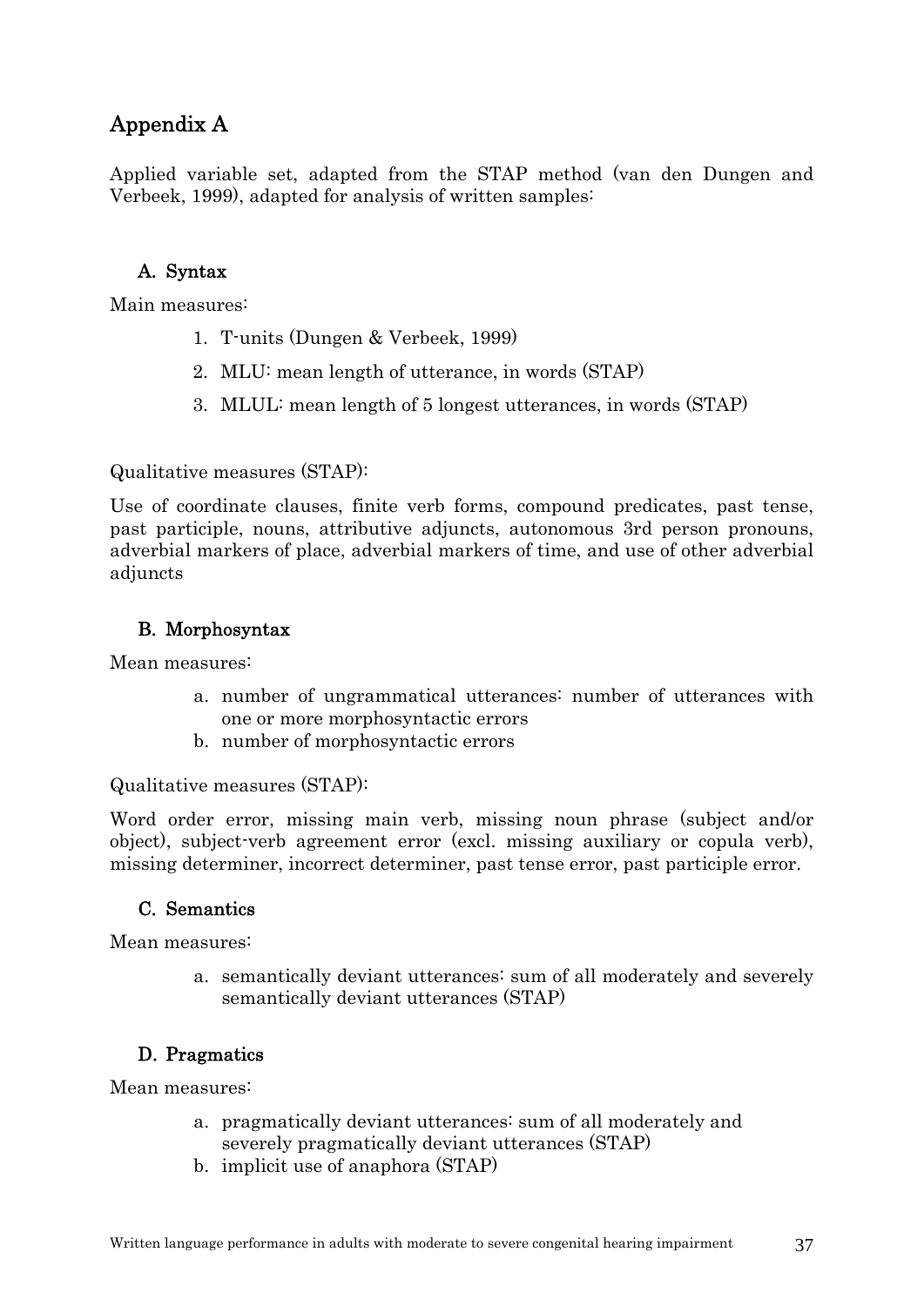## Appendix A

Applied variable set, adapted from the STAP method (van den Dungen and Verbeek, 1999), adapted for analysis of written samples:

### A. Syntax

Main measures:

1. T-units (Dungen & Verbeek, 1999)
2. MLU: mean length of utterance, in words (STAP)
3. MLUL: mean length of 5 longest utterances, in words (STAP)

Qualitative measures (STAP):

Use of coordinate clauses, finite verb forms, compound predicates, past tense, past participle, nouns, attributive adjuncts, autonomous 3rd person pronouns, adverbial markers of place, adverbial markers of time, and use of other adverbial adjuncts

### B. Morphosyntax

Mean measures:

a. number of ungrammatical utterances: number of utterances with one or more morphosyntactic errors
b. number of morphosyntactic errors

Qualitative measures (STAP):

Word order error, missing main verb, missing noun phrase (subject and/or object), subject-verb agreement error (excl. missing auxiliary or copula verb), missing determiner, incorrect determiner, past tense error, past participle error.

### C. Semantics

Mean measures:

a. semantically deviant utterances: sum of all moderately and severely semantically deviant utterances (STAP)

### D. Pragmatics

Mean measures:

a. pragmatically deviant utterances: sum of all moderately and severely pragmatically deviant utterances (STAP)
b. implicit use of anaphora (STAP)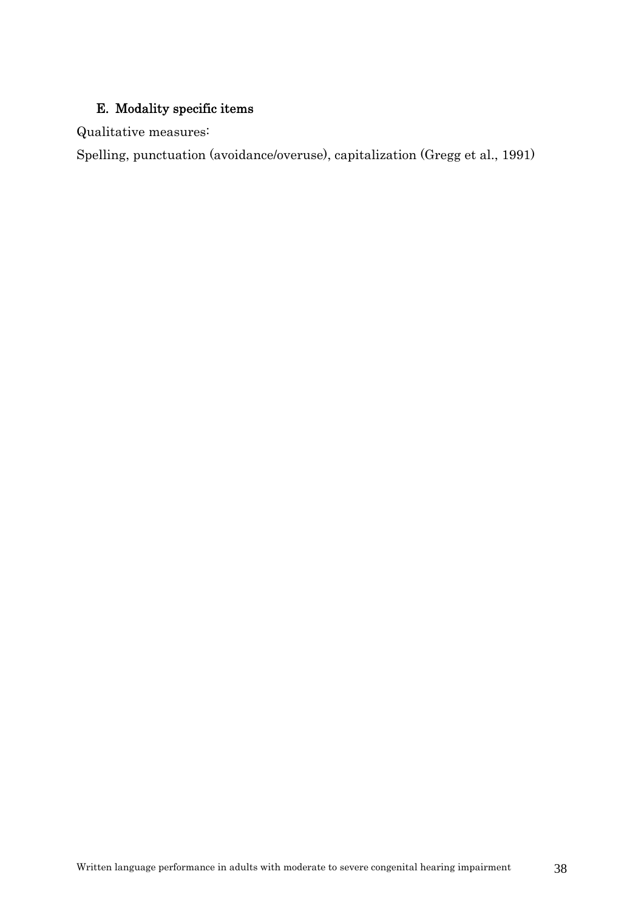### E. Modality specific items

Qualitative measures:

Spelling, punctuation (avoidance/overuse), capitalization (Gregg et al., 1991)